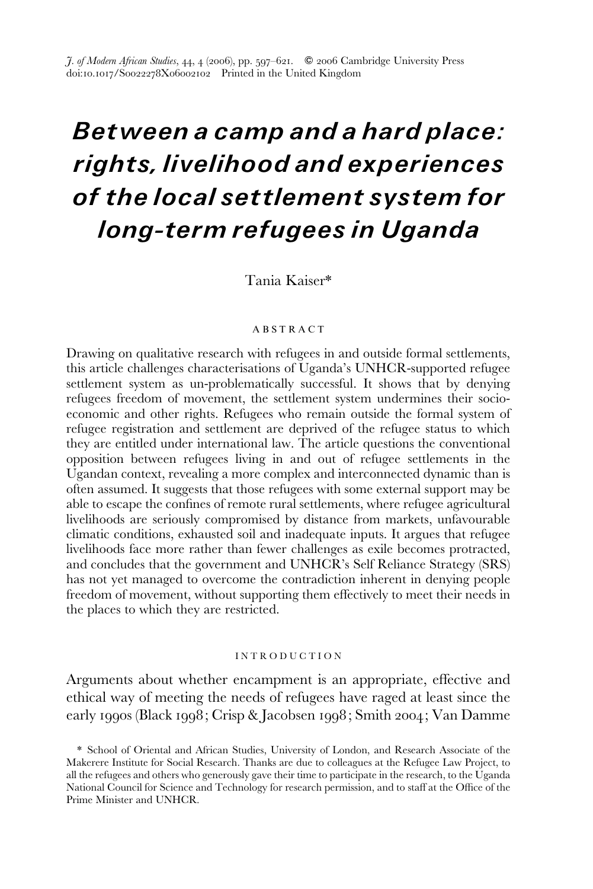# Between a camp and a hard place: rights, livelihood and experiences of the local settlement system for long-term refugees in Uganda

Tania Kaiser*

## ABSTRACT

Drawing on qualitative research with refugees in and outside formal settlements, this article challenges characterisations of Uganda's UNHCR-supported refugee settlement system as un-problematically successful. It shows that by denying refugees freedom of movement, the settlement system undermines their socio-economic and other rights. Refugees who remain outside the formal system of refugee registration and settlement are deprived of the refugee status to which they are entitled under international law. The article questions the conventional opposition between refugees living in and out of refugee settlements in the Ugandan context, revealing a more complex and interconnected dynamic than is often assumed. It suggests that those refugees with some external support may be able to escape the confines of remote rural settlements, where refugee agricultural livelihoods are seriously compromised by distance from markets, unfavourable climatic conditions, exhausted soil and inadequate inputs. It argues that refugee livelihoods face more rather than fewer challenges as exile becomes protracted, and concludes that the government and UNHCR's Self Reliance Strategy (SRS) has not yet managed to overcome the contradiction inherent in denying people freedom of movement, without supporting them effectively to meet their needs in the places to which they are restricted.

## INTRODUCTION

Arguments about whether encampment is an appropriate, effective and ethical way of meeting the needs of refugees have raged at least since the early 1990s (Black 1998; Crisp & Jacobsen 1998; Smith 2004; Van Damme

\* School of Oriental and African Studies, University of London, and Research Associate of the Makerere Institute for Social Research. Thanks are due to colleagues at the Refugee Law Project, to all the refugees and others who generously gave their time to participate in the research, to the Uganda National Council for Science and Technology for research permission, and to staff at the Office of the Prime Minister and UNHCR.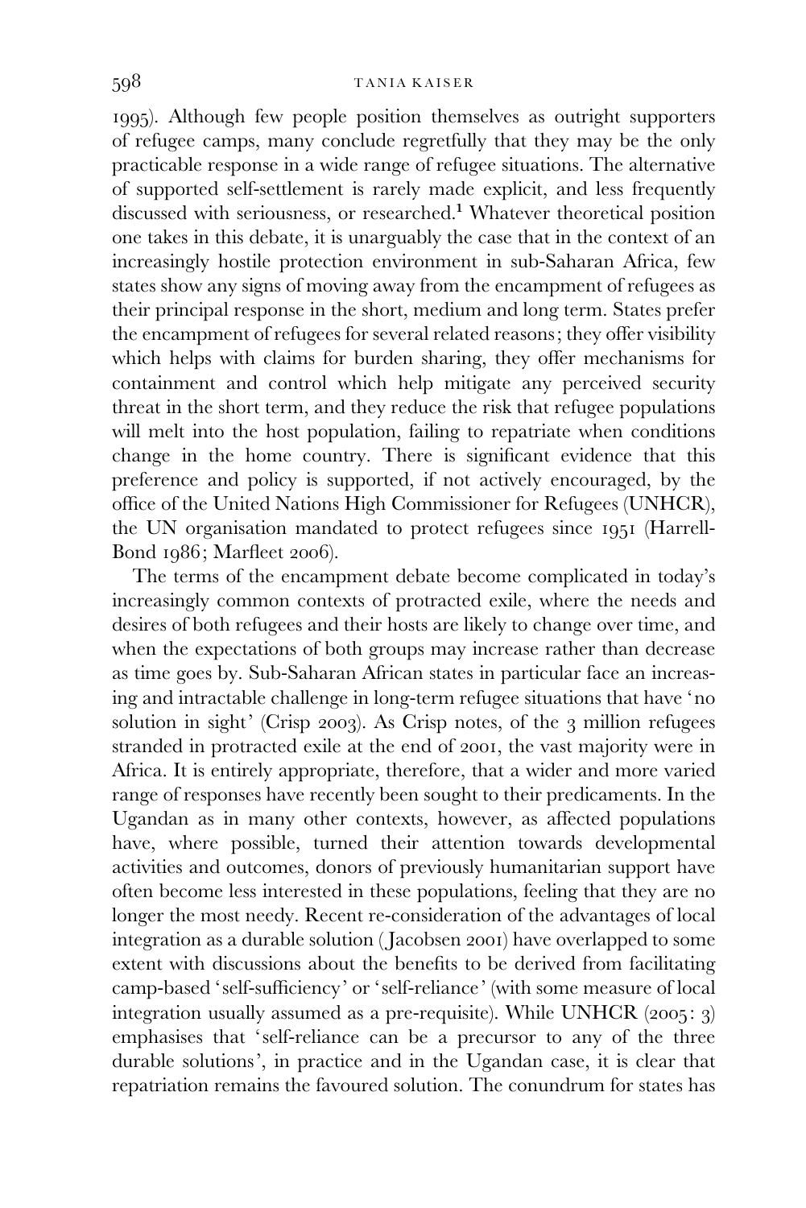1995). Although few people position themselves as outright supporters of refugee camps, many conclude regretfully that they may be the only practicable response in a wide range of refugee situations. The alternative of supported self-settlement is rarely made explicit, and less frequently discussed with seriousness, or researched.[1] Whatever theoretical position one takes in this debate, it is unarguably the case that in the context of an increasingly hostile protection environment in sub-Saharan Africa, few states show any signs of moving away from the encampment of refugees as their principal response in the short, medium and long term. States prefer the encampment of refugees for several related reasons; they offer visibility which helps with claims for burden sharing, they offer mechanisms for containment and control which help mitigate any perceived security threat in the short term, and they reduce the risk that refugee populations will melt into the host population, failing to repatriate when conditions change in the home country. There is significant evidence that this preference and policy is supported, if not actively encouraged, by the office of the United Nations High Commissioner for Refugees (UNHCR), the UN organisation mandated to protect refugees since 1951 (Harrell-Bond 1986; Marfleet 2006).

The terms of the encampment debate become complicated in today's increasingly common contexts of protracted exile, where the needs and desires of both refugees and their hosts are likely to change over time, and when the expectations of both groups may increase rather than decrease as time goes by. Sub-Saharan African states in particular face an increasing and intractable challenge in long-term refugee situations that have 'no solution in sight' (Crisp 2003). As Crisp notes, of the 3 million refugees stranded in protracted exile at the end of 2001, the vast majority were in Africa. It is entirely appropriate, therefore, that a wider and more varied range of responses have recently been sought to their predicaments. In the Ugandan as in many other contexts, however, as affected populations have, where possible, turned their attention towards developmental activities and outcomes, donors of previously humanitarian support have often become less interested in these populations, feeling that they are no longer the most needy. Recent re-consideration of the advantages of local integration as a durable solution (Jacobsen 2001) have overlapped to some extent with discussions about the benefits to be derived from facilitating camp-based 'self-sufficiency' or 'self-reliance' (with some measure of local integration usually assumed as a pre-requisite). While UNHCR (2005: 3) emphasises that 'self-reliance can be a precursor to any of the three durable solutions', in practice and in the Ugandan case, it is clear that repatriation remains the favoured solution. The conundrum for states has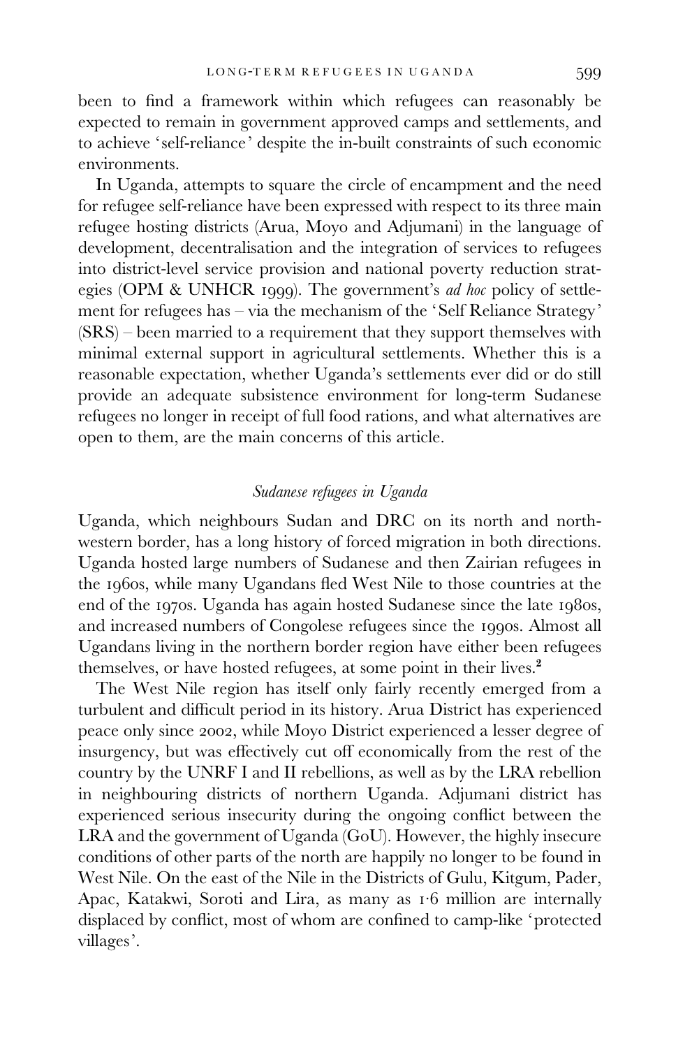been to find a framework within which refugees can reasonably be expected to remain in government approved camps and settlements, and to achieve 'self-reliance' despite the in-built constraints of such economic environments.

In Uganda, attempts to square the circle of encampment and the need for refugee self-reliance have been expressed with respect to its three main refugee hosting districts (Arua, Moyo and Adjumani) in the language of development, decentralisation and the integration of services to refugees into district-level service provision and national poverty reduction strategies (OPM & UNHCR 1999). The government's *ad hoc* policy of settlement for refugees has – via the mechanism of the 'Self Reliance Strategy' (SRS) – been married to a requirement that they support themselves with minimal external support in agricultural settlements. Whether this is a reasonable expectation, whether Uganda's settlements ever did or do still provide an adequate subsistence environment for long-term Sudanese refugees no longer in receipt of full food rations, and what alternatives are open to them, are the main concerns of this article.

## *Sudanese refugees in Uganda*

Uganda, which neighbours Sudan and DRC on its north and north-western border, has a long history of forced migration in both directions. Uganda hosted large numbers of Sudanese and then Zairian refugees in the 1960s, while many Ugandans fled West Nile to those countries at the end of the 1970s. Uganda has again hosted Sudanese since the late 1980s, and increased numbers of Congolese refugees since the 1990s. Almost all Ugandans living in the northern border region have either been refugees themselves, or have hosted refugees, at some point in their lives.[2]

The West Nile region has itself only fairly recently emerged from a turbulent and difficult period in its history. Arua District has experienced peace only since 2002, while Moyo District experienced a lesser degree of insurgency, but was effectively cut off economically from the rest of the country by the UNRF I and II rebellions, as well as by the LRA rebellion in neighbouring districts of northern Uganda. Adjumani district has experienced serious insecurity during the ongoing conflict between the LRA and the government of Uganda (GoU). However, the highly insecure conditions of other parts of the north are happily no longer to be found in West Nile. On the east of the Nile in the Districts of Gulu, Kitgum, Pader, Apac, Katakwi, Soroti and Lira, as many as 1·6 million are internally displaced by conflict, most of whom are confined to camp-like 'protected villages'.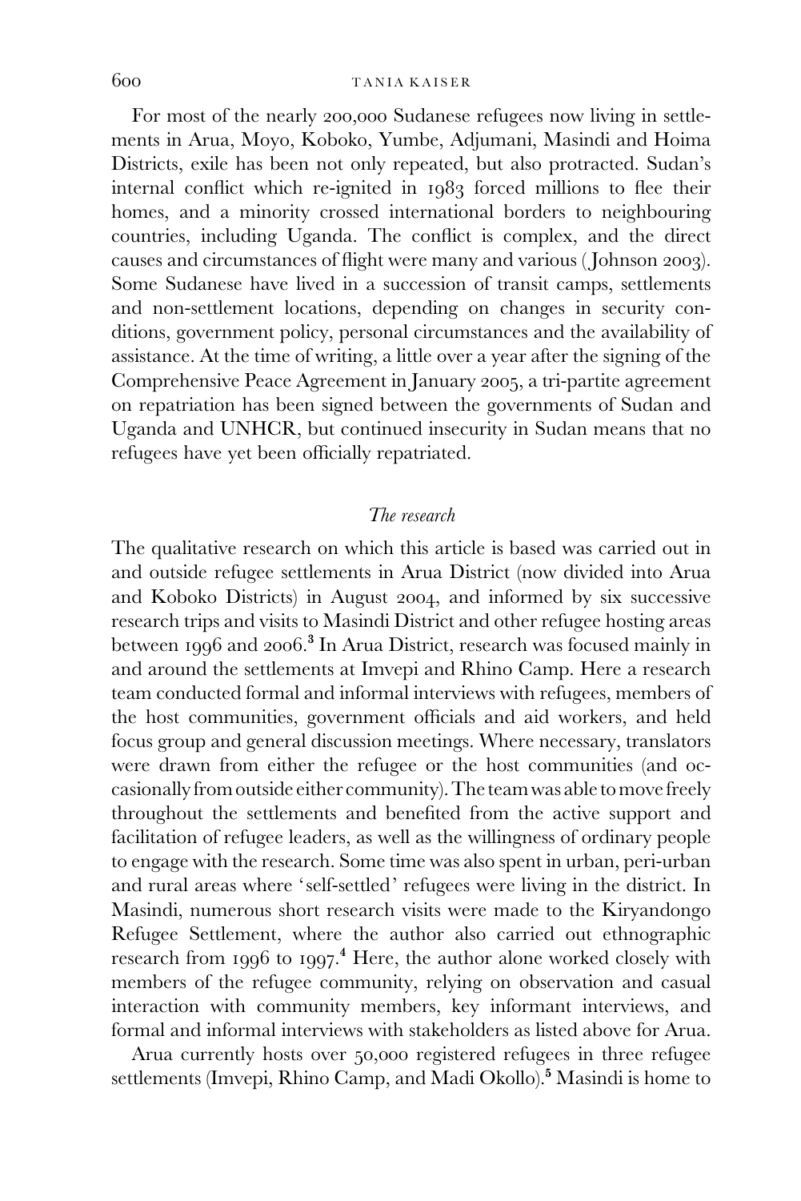For most of the nearly 200,000 Sudanese refugees now living in settlements in Arua, Moyo, Koboko, Yumbe, Adjumani, Masindi and Hoima Districts, exile has been not only repeated, but also protracted. Sudan's internal conflict which re-ignited in 1983 forced millions to flee their homes, and a minority crossed international borders to neighbouring countries, including Uganda. The conflict is complex, and the direct causes and circumstances of flight were many and various (Johnson 2003). Some Sudanese have lived in a succession of transit camps, settlements and non-settlement locations, depending on changes in security conditions, government policy, personal circumstances and the availability of assistance. At the time of writing, a little over a year after the signing of the Comprehensive Peace Agreement in January 2005, a tri-partite agreement on repatriation has been signed between the governments of Sudan and Uganda and UNHCR, but continued insecurity in Sudan means that no refugees have yet been officially repatriated.

## *The research*

The qualitative research on which this article is based was carried out in and outside refugee settlements in Arua District (now divided into Arua and Koboko Districts) in August 2004, and informed by six successive research trips and visits to Masindi District and other refugee hosting areas between 1996 and 2006.[3] In Arua District, research was focused mainly in and around the settlements at Imvepi and Rhino Camp. Here a research team conducted formal and informal interviews with refugees, members of the host communities, government officials and aid workers, and held focus group and general discussion meetings. Where necessary, translators were drawn from either the refugee or the host communities (and occasionally from outside either community). The team was able to move freely throughout the settlements and benefited from the active support and facilitation of refugee leaders, as well as the willingness of ordinary people to engage with the research. Some time was also spent in urban, peri-urban and rural areas where 'self-settled' refugees were living in the district. In Masindi, numerous short research visits were made to the Kiryandongo Refugee Settlement, where the author also carried out ethnographic research from 1996 to 1997.[4] Here, the author alone worked closely with members of the refugee community, relying on observation and casual interaction with community members, key informant interviews, and formal and informal interviews with stakeholders as listed above for Arua.

Arua currently hosts over 50,000 registered refugees in three refugee settlements (Imvepi, Rhino Camp, and Madi Okollo).[5] Masindi is home to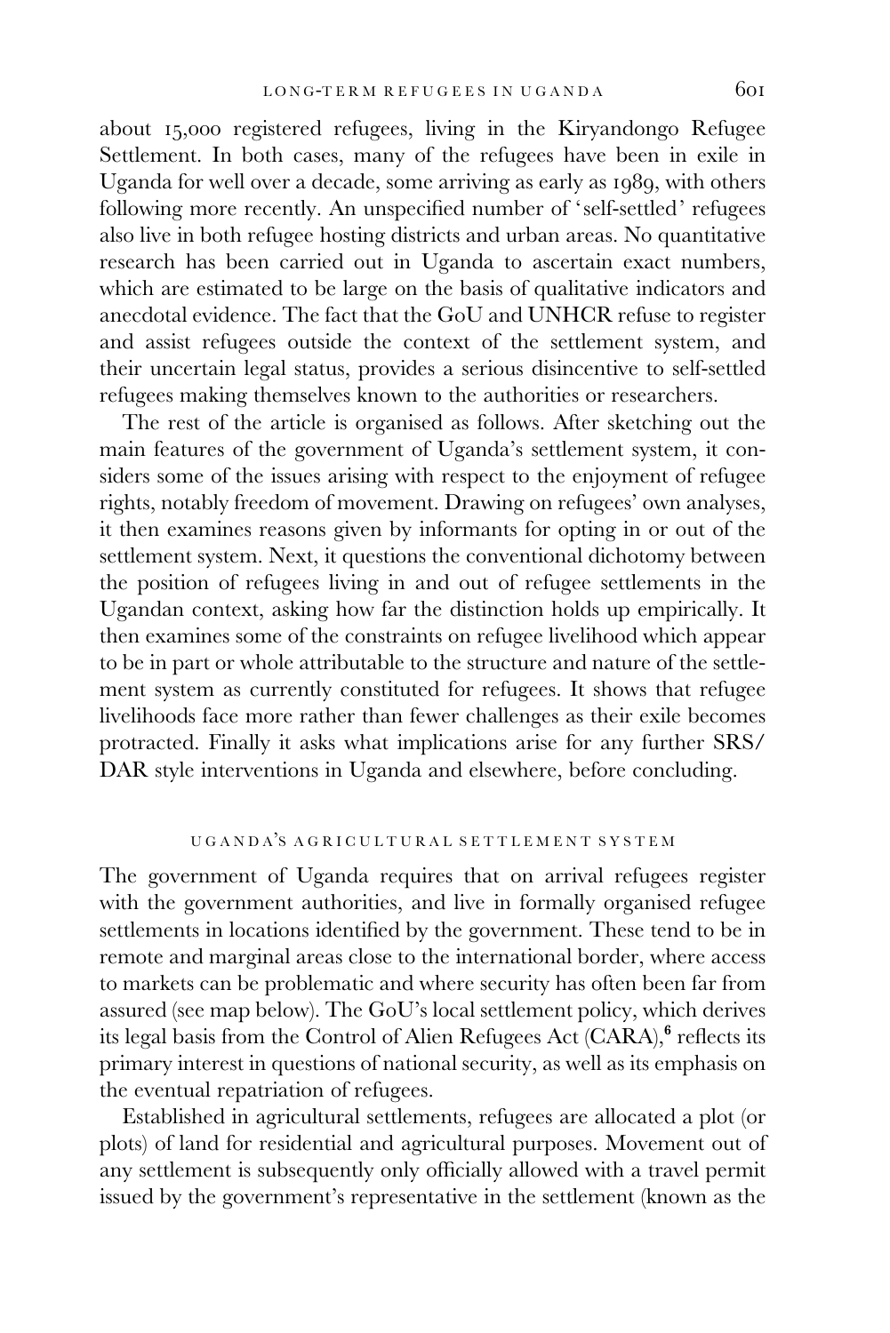about 15,000 registered refugees, living in the Kiryandongo Refugee Settlement. In both cases, many of the refugees have been in exile in Uganda for well over a decade, some arriving as early as 1989, with others following more recently. An unspecified number of 'self-settled' refugees also live in both refugee hosting districts and urban areas. No quantitative research has been carried out in Uganda to ascertain exact numbers, which are estimated to be large on the basis of qualitative indicators and anecdotal evidence. The fact that the GoU and UNHCR refuse to register and assist refugees outside the context of the settlement system, and their uncertain legal status, provides a serious disincentive to self-settled refugees making themselves known to the authorities or researchers.

The rest of the article is organised as follows. After sketching out the main features of the government of Uganda's settlement system, it considers some of the issues arising with respect to the enjoyment of refugee rights, notably freedom of movement. Drawing on refugees' own analyses, it then examines reasons given by informants for opting in or out of the settlement system. Next, it questions the conventional dichotomy between the position of refugees living in and out of refugee settlements in the Ugandan context, asking how far the distinction holds up empirically. It then examines some of the constraints on refugee livelihood which appear to be in part or whole attributable to the structure and nature of the settlement system as currently constituted for refugees. It shows that refugee livelihoods face more rather than fewer challenges as their exile becomes protracted. Finally it asks what implications arise for any further SRS/DAR style interventions in Uganda and elsewhere, before concluding.

## UGANDA'S AGRICULTURAL SETTLEMENT SYSTEM

The government of Uganda requires that on arrival refugees register with the government authorities, and live in formally organised refugee settlements in locations identified by the government. These tend to be in remote and marginal areas close to the international border, where access to markets can be problematic and where security has often been far from assured (see map below). The GoU's local settlement policy, which derives its legal basis from the Control of Alien Refugees Act (CARA),[6] reflects its primary interest in questions of national security, as well as its emphasis on the eventual repatriation of refugees.

Established in agricultural settlements, refugees are allocated a plot (or plots) of land for residential and agricultural purposes. Movement out of any settlement is subsequently only officially allowed with a travel permit issued by the government's representative in the settlement (known as the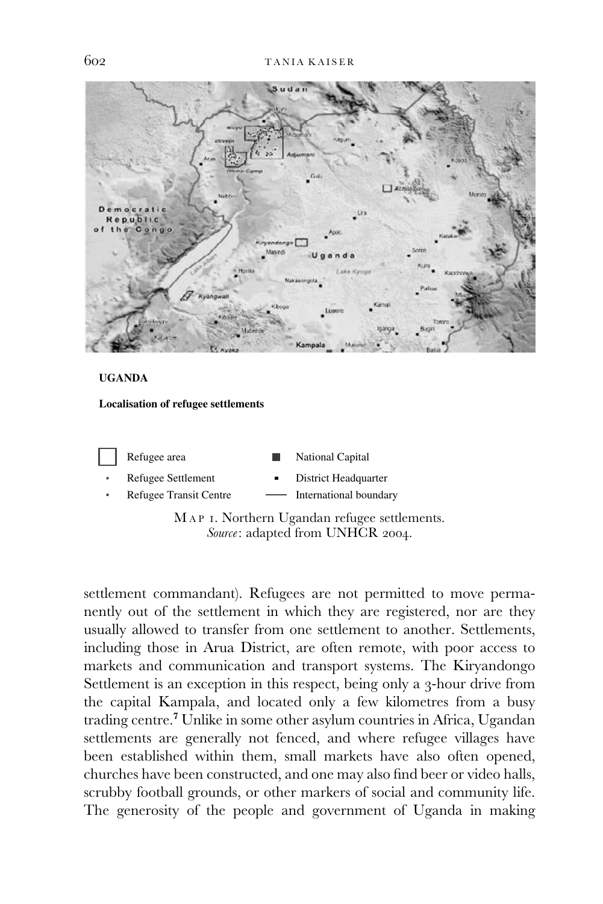**UGANDA**

**Localisation of refugee settlements**

| | | | |
|---|---|---|---|
| ☐ | Refugee area | ■ | National Capital |
| • | Refugee Settlement | ▪ | District Headquarter |
| • | Refugee Transit Centre | —— | International boundary |

MAP 1. Northern Ugandan refugee settlements.
*Source*: adapted from UNHCR 2004.

settlement commandant). Refugees are not permitted to move permanently out of the settlement in which they are registered, nor are they usually allowed to transfer from one settlement to another. Settlements, including those in Arua District, are often remote, with poor access to markets and communication and transport systems. The Kiryandongo Settlement is an exception in this respect, being only a 3-hour drive from the capital Kampala, and located only a few kilometres from a busy trading centre.[7] Unlike in some other asylum countries in Africa, Ugandan settlements are generally not fenced, and where refugee villages have been established within them, small markets have also often opened, churches have been constructed, and one may also find beer or video halls, scrubby football grounds, or other markers of social and community life. The generosity of the people and government of Uganda in making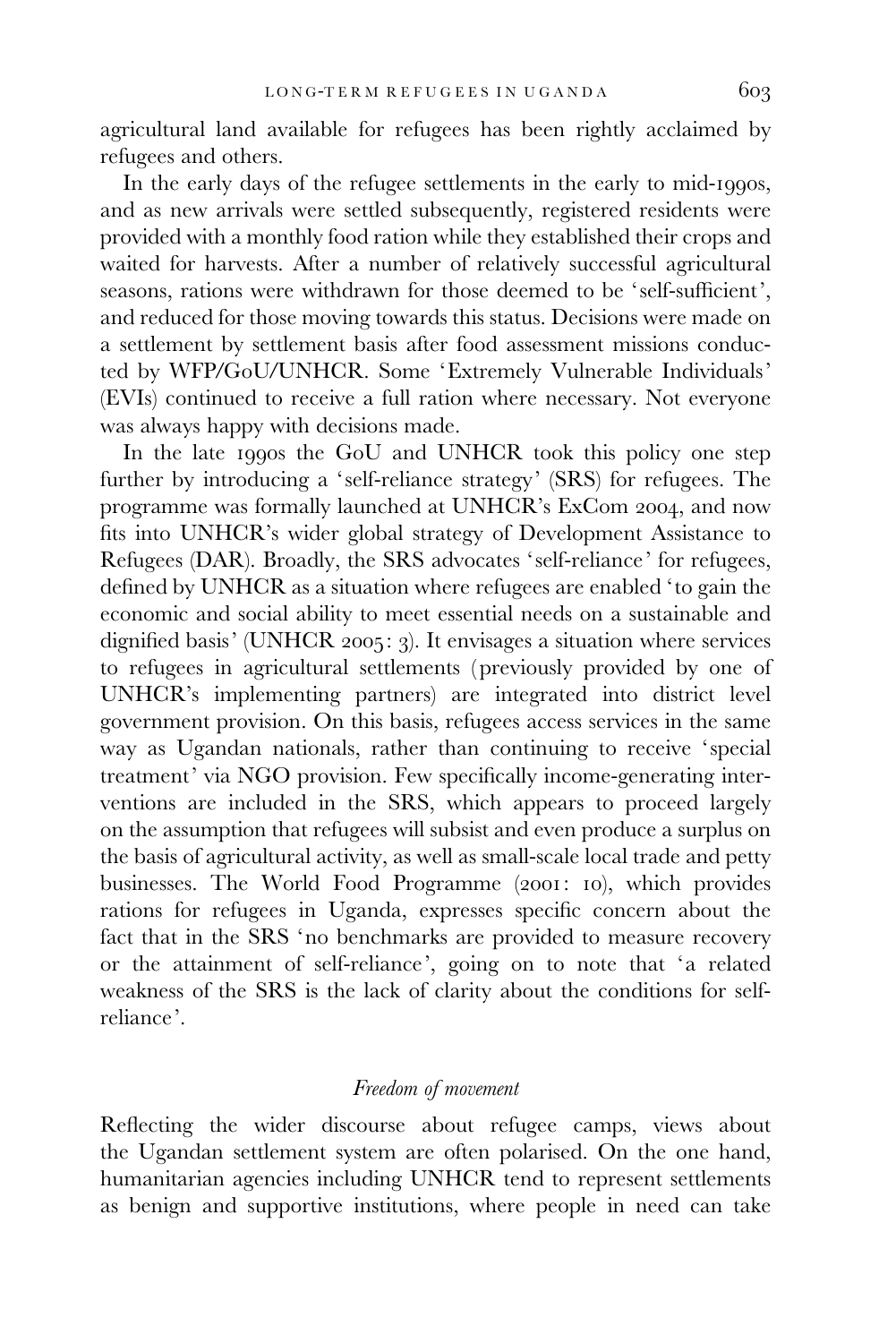agricultural land available for refugees has been rightly acclaimed by refugees and others.

In the early days of the refugee settlements in the early to mid-1990s, and as new arrivals were settled subsequently, registered residents were provided with a monthly food ration while they established their crops and waited for harvests. After a number of relatively successful agricultural seasons, rations were withdrawn for those deemed to be 'self-sufficient', and reduced for those moving towards this status. Decisions were made on a settlement by settlement basis after food assessment missions conducted by WFP/GoU/UNHCR. Some 'Extremely Vulnerable Individuals' (EVIs) continued to receive a full ration where necessary. Not everyone was always happy with decisions made.

In the late 1990s the GoU and UNHCR took this policy one step further by introducing a 'self-reliance strategy' (SRS) for refugees. The programme was formally launched at UNHCR's ExCom 2004, and now fits into UNHCR's wider global strategy of Development Assistance to Refugees (DAR). Broadly, the SRS advocates 'self-reliance' for refugees, defined by UNHCR as a situation where refugees are enabled 'to gain the economic and social ability to meet essential needs on a sustainable and dignified basis' (UNHCR 2005: 3). It envisages a situation where services to refugees in agricultural settlements (previously provided by one of UNHCR's implementing partners) are integrated into district level government provision. On this basis, refugees access services in the same way as Ugandan nationals, rather than continuing to receive 'special treatment' via NGO provision. Few specifically income-generating interventions are included in the SRS, which appears to proceed largely on the assumption that refugees will subsist and even produce a surplus on the basis of agricultural activity, as well as small-scale local trade and petty businesses. The World Food Programme (2001: 10), which provides rations for refugees in Uganda, expresses specific concern about the fact that in the SRS 'no benchmarks are provided to measure recovery or the attainment of self-reliance', going on to note that 'a related weakness of the SRS is the lack of clarity about the conditions for self-reliance'.

### *Freedom of movement*

Reflecting the wider discourse about refugee camps, views about the Ugandan settlement system are often polarised. On the one hand, humanitarian agencies including UNHCR tend to represent settlements as benign and supportive institutions, where people in need can take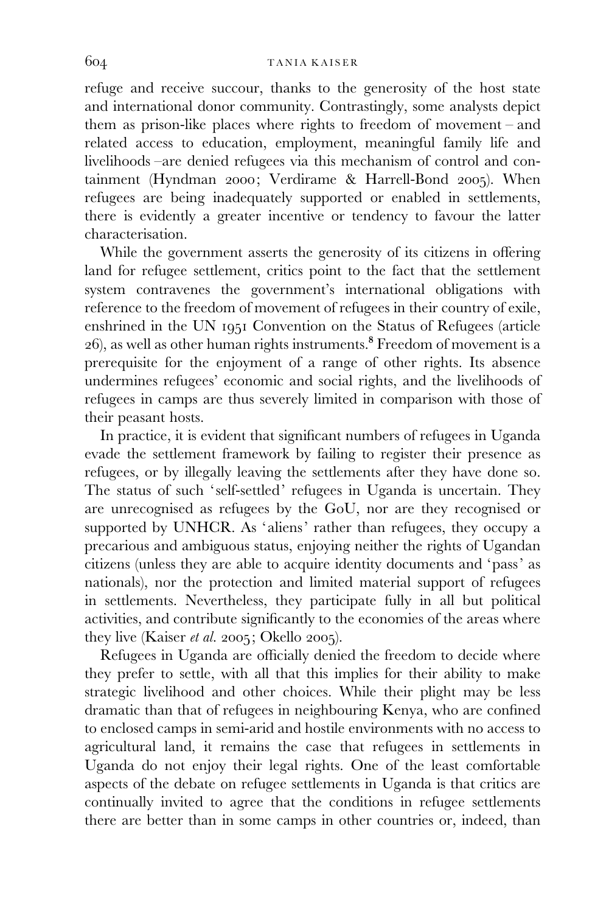refuge and receive succour, thanks to the generosity of the host state and international donor community. Contrastingly, some analysts depict them as prison-like places where rights to freedom of movement – and related access to education, employment, meaningful family life and livelihoods –are denied refugees via this mechanism of control and containment (Hyndman 2000; Verdirame & Harrell-Bond 2005). When refugees are being inadequately supported or enabled in settlements, there is evidently a greater incentive or tendency to favour the latter characterisation.

While the government asserts the generosity of its citizens in offering land for refugee settlement, critics point to the fact that the settlement system contravenes the government's international obligations with reference to the freedom of movement of refugees in their country of exile, enshrined in the UN 1951 Convention on the Status of Refugees (article 26), as well as other human rights instruments.[8] Freedom of movement is a prerequisite for the enjoyment of a range of other rights. Its absence undermines refugees' economic and social rights, and the livelihoods of refugees in camps are thus severely limited in comparison with those of their peasant hosts.

In practice, it is evident that significant numbers of refugees in Uganda evade the settlement framework by failing to register their presence as refugees, or by illegally leaving the settlements after they have done so. The status of such 'self-settled' refugees in Uganda is uncertain. They are unrecognised as refugees by the GoU, nor are they recognised or supported by UNHCR. As 'aliens' rather than refugees, they occupy a precarious and ambiguous status, enjoying neither the rights of Ugandan citizens (unless they are able to acquire identity documents and 'pass' as nationals), nor the protection and limited material support of refugees in settlements. Nevertheless, they participate fully in all but political activities, and contribute significantly to the economies of the areas where they live (Kaiser *et al.* 2005; Okello 2005).

Refugees in Uganda are officially denied the freedom to decide where they prefer to settle, with all that this implies for their ability to make strategic livelihood and other choices. While their plight may be less dramatic than that of refugees in neighbouring Kenya, who are confined to enclosed camps in semi-arid and hostile environments with no access to agricultural land, it remains the case that refugees in settlements in Uganda do not enjoy their legal rights. One of the least comfortable aspects of the debate on refugee settlements in Uganda is that critics are continually invited to agree that the conditions in refugee settlements there are better than in some camps in other countries or, indeed, than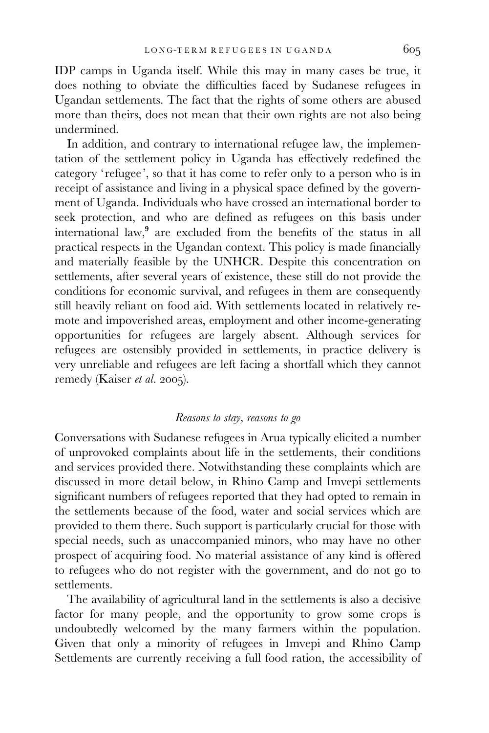IDP camps in Uganda itself. While this may in many cases be true, it does nothing to obviate the difficulties faced by Sudanese refugees in Ugandan settlements. The fact that the rights of some others are abused more than theirs, does not mean that their own rights are not also being undermined.

In addition, and contrary to international refugee law, the implementation of the settlement policy in Uganda has effectively redefined the category 'refugee', so that it has come to refer only to a person who is in receipt of assistance and living in a physical space defined by the government of Uganda. Individuals who have crossed an international border to seek protection, and who are defined as refugees on this basis under international law,[9] are excluded from the benefits of the status in all practical respects in the Ugandan context. This policy is made financially and materially feasible by the UNHCR. Despite this concentration on settlements, after several years of existence, these still do not provide the conditions for economic survival, and refugees in them are consequently still heavily reliant on food aid. With settlements located in relatively remote and impoverished areas, employment and other income-generating opportunities for refugees are largely absent. Although services for refugees are ostensibly provided in settlements, in practice delivery is very unreliable and refugees are left facing a shortfall which they cannot remedy (Kaiser *et al.* 2005).

### *Reasons to stay, reasons to go*

Conversations with Sudanese refugees in Arua typically elicited a number of unprovoked complaints about life in the settlements, their conditions and services provided there. Notwithstanding these complaints which are discussed in more detail below, in Rhino Camp and Imvepi settlements significant numbers of refugees reported that they had opted to remain in the settlements because of the food, water and social services which are provided to them there. Such support is particularly crucial for those with special needs, such as unaccompanied minors, who may have no other prospect of acquiring food. No material assistance of any kind is offered to refugees who do not register with the government, and do not go to settlements.

The availability of agricultural land in the settlements is also a decisive factor for many people, and the opportunity to grow some crops is undoubtedly welcomed by the many farmers within the population. Given that only a minority of refugees in Imvepi and Rhino Camp Settlements are currently receiving a full food ration, the accessibility of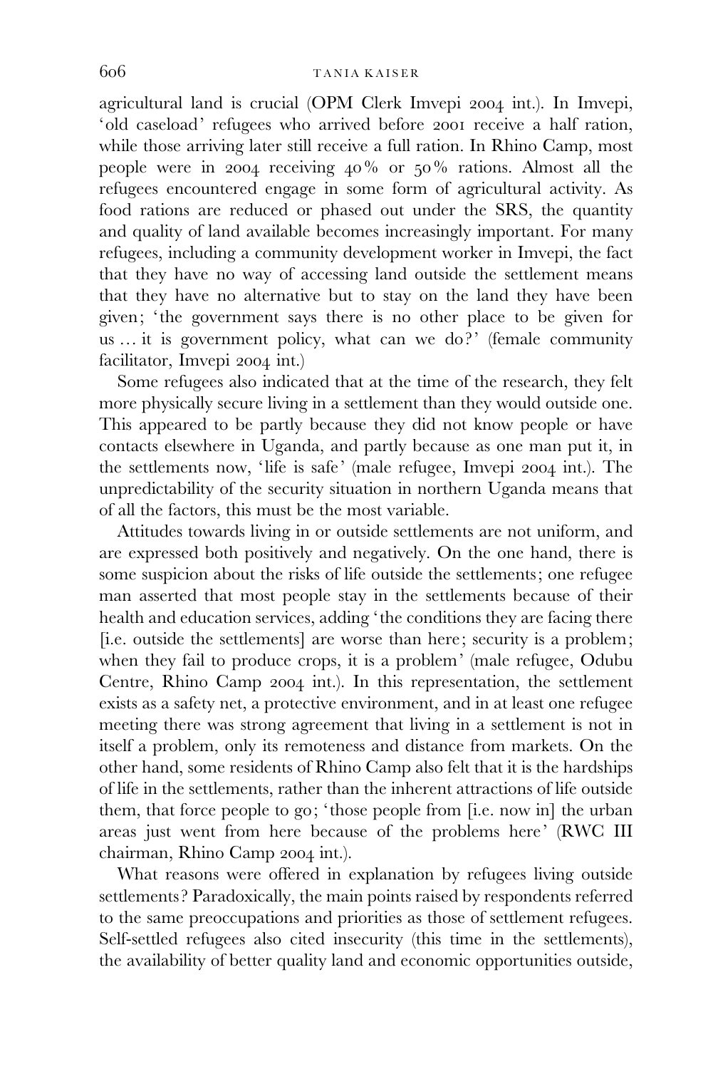agricultural land is crucial (OPM Clerk Imvepi 2004 int.). In Imvepi, 'old caseload' refugees who arrived before 2001 receive a half ration, while those arriving later still receive a full ration. In Rhino Camp, most people were in 2004 receiving 40% or 50% rations. Almost all the refugees encountered engage in some form of agricultural activity. As food rations are reduced or phased out under the SRS, the quantity and quality of land available becomes increasingly important. For many refugees, including a community development worker in Imvepi, the fact that they have no way of accessing land outside the settlement means that they have no alternative but to stay on the land they have been given; 'the government says there is no other place to be given for us … it is government policy, what can we do?' (female community facilitator, Imvepi 2004 int.)

Some refugees also indicated that at the time of the research, they felt more physically secure living in a settlement than they would outside one. This appeared to be partly because they did not know people or have contacts elsewhere in Uganda, and partly because as one man put it, in the settlements now, 'life is safe' (male refugee, Imvepi 2004 int.). The unpredictability of the security situation in northern Uganda means that of all the factors, this must be the most variable.

Attitudes towards living in or outside settlements are not uniform, and are expressed both positively and negatively. On the one hand, there is some suspicion about the risks of life outside the settlements; one refugee man asserted that most people stay in the settlements because of their health and education services, adding 'the conditions they are facing there [i.e. outside the settlements] are worse than here; security is a problem; when they fail to produce crops, it is a problem' (male refugee, Odubu Centre, Rhino Camp 2004 int.). In this representation, the settlement exists as a safety net, a protective environment, and in at least one refugee meeting there was strong agreement that living in a settlement is not in itself a problem, only its remoteness and distance from markets. On the other hand, some residents of Rhino Camp also felt that it is the hardships of life in the settlements, rather than the inherent attractions of life outside them, that force people to go; 'those people from [i.e. now in] the urban areas just went from here because of the problems here' (RWC III chairman, Rhino Camp 2004 int.).

What reasons were offered in explanation by refugees living outside settlements? Paradoxically, the main points raised by respondents referred to the same preoccupations and priorities as those of settlement refugees. Self-settled refugees also cited insecurity (this time in the settlements), the availability of better quality land and economic opportunities outside,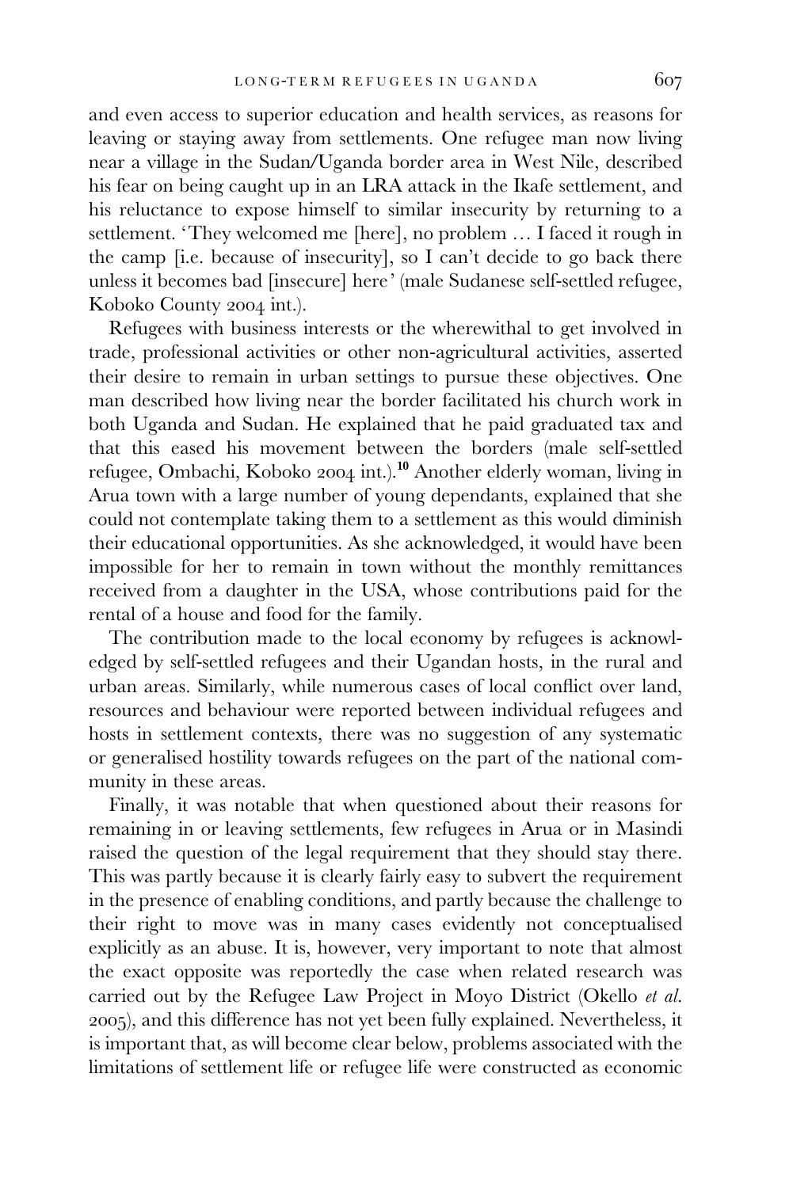and even access to superior education and health services, as reasons for leaving or staying away from settlements. One refugee man now living near a village in the Sudan/Uganda border area in West Nile, described his fear on being caught up in an LRA attack in the Ikafe settlement, and his reluctance to expose himself to similar insecurity by returning to a settlement. 'They welcomed me [here], no problem … I faced it rough in the camp [i.e. because of insecurity], so I can't decide to go back there unless it becomes bad [insecure] here' (male Sudanese self-settled refugee, Koboko County 2004 int.).

Refugees with business interests or the wherewithal to get involved in trade, professional activities or other non-agricultural activities, asserted their desire to remain in urban settings to pursue these objectives. One man described how living near the border facilitated his church work in both Uganda and Sudan. He explained that he paid graduated tax and that this eased his movement between the borders (male self-settled refugee, Ombachi, Koboko 2004 int.).[10] Another elderly woman, living in Arua town with a large number of young dependants, explained that she could not contemplate taking them to a settlement as this would diminish their educational opportunities. As she acknowledged, it would have been impossible for her to remain in town without the monthly remittances received from a daughter in the USA, whose contributions paid for the rental of a house and food for the family.

The contribution made to the local economy by refugees is acknowledged by self-settled refugees and their Ugandan hosts, in the rural and urban areas. Similarly, while numerous cases of local conflict over land, resources and behaviour were reported between individual refugees and hosts in settlement contexts, there was no suggestion of any systematic or generalised hostility towards refugees on the part of the national community in these areas.

Finally, it was notable that when questioned about their reasons for remaining in or leaving settlements, few refugees in Arua or in Masindi raised the question of the legal requirement that they should stay there. This was partly because it is clearly fairly easy to subvert the requirement in the presence of enabling conditions, and partly because the challenge to their right to move was in many cases evidently not conceptualised explicitly as an abuse. It is, however, very important to note that almost the exact opposite was reportedly the case when related research was carried out by the Refugee Law Project in Moyo District (Okello *et al.* 2005), and this difference has not yet been fully explained. Nevertheless, it is important that, as will become clear below, problems associated with the limitations of settlement life or refugee life were constructed as economic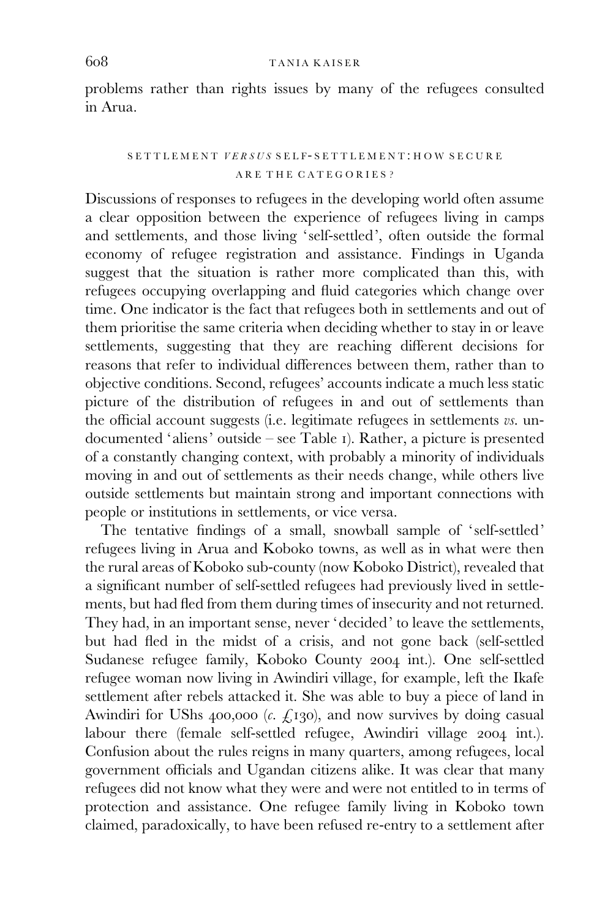problems rather than rights issues by many of the refugees consulted in Arua.

## SETTLEMENT *VERSUS* SELF-SETTLEMENT: HOW SECURE ARE THE CATEGORIES?

Discussions of responses to refugees in the developing world often assume a clear opposition between the experience of refugees living in camps and settlements, and those living 'self-settled', often outside the formal economy of refugee registration and assistance. Findings in Uganda suggest that the situation is rather more complicated than this, with refugees occupying overlapping and fluid categories which change over time. One indicator is the fact that refugees both in settlements and out of them prioritise the same criteria when deciding whether to stay in or leave settlements, suggesting that they are reaching different decisions for reasons that refer to individual differences between them, rather than to objective conditions. Second, refugees' accounts indicate a much less static picture of the distribution of refugees in and out of settlements than the official account suggests (i.e. legitimate refugees in settlements *vs.* undocumented 'aliens' outside – see Table 1). Rather, a picture is presented of a constantly changing context, with probably a minority of individuals moving in and out of settlements as their needs change, while others live outside settlements but maintain strong and important connections with people or institutions in settlements, or vice versa.

The tentative findings of a small, snowball sample of 'self-settled' refugees living in Arua and Koboko towns, as well as in what were then the rural areas of Koboko sub-county (now Koboko District), revealed that a significant number of self-settled refugees had previously lived in settlements, but had fled from them during times of insecurity and not returned. They had, in an important sense, never 'decided' to leave the settlements, but had fled in the midst of a crisis, and not gone back (self-settled Sudanese refugee family, Koboko County 2004 int.). One self-settled refugee woman now living in Awindiri village, for example, left the Ikafe settlement after rebels attacked it. She was able to buy a piece of land in Awindiri for UShs 400,000 (*c.* £130), and now survives by doing casual labour there (female self-settled refugee, Awindiri village 2004 int.). Confusion about the rules reigns in many quarters, among refugees, local government officials and Ugandan citizens alike. It was clear that many refugees did not know what they were and were not entitled to in terms of protection and assistance. One refugee family living in Koboko town claimed, paradoxically, to have been refused re-entry to a settlement after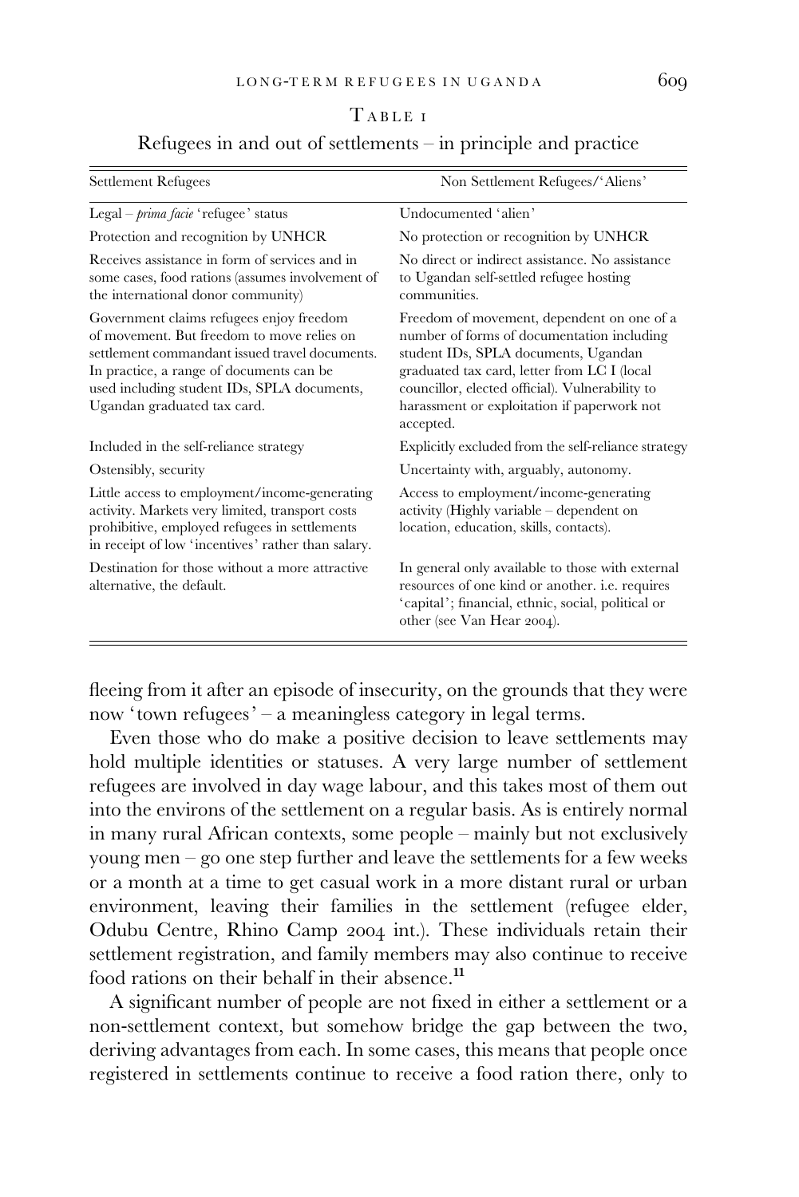Table 1

Refugees in and out of settlements – in principle and practice

| Settlement Refugees | Non Settlement Refugees/'Aliens' |
|---|---|
| Legal – *prima facie* 'refugee' status | Undocumented 'alien' |
| Protection and recognition by UNHCR | No protection or recognition by UNHCR |
| Receives assistance in form of services and in some cases, food rations (assumes involvement of the international donor community) | No direct or indirect assistance. No assistance to Ugandan self-settled refugee hosting communities. |
| Government claims refugees enjoy freedom of movement. But freedom to move relies on settlement commandant issued travel documents. In practice, a range of documents can be used including student IDs, SPLA documents, Ugandan graduated tax card. | Freedom of movement, dependent on one of a number of forms of documentation including student IDs, SPLA documents, Ugandan graduated tax card, letter from LC I (local councillor, elected official). Vulnerability to harassment or exploitation if paperwork not accepted. |
| Included in the self-reliance strategy | Explicitly excluded from the self-reliance strategy |
| Ostensibly, security | Uncertainty with, arguably, autonomy. |
| Little access to employment/income-generating activity. Markets very limited, transport costs prohibitive, employed refugees in settlements in receipt of low 'incentives' rather than salary. | Access to employment/income-generating activity (Highly variable – dependent on location, education, skills, contacts). |
| Destination for those without a more attractive alternative, the default. | In general only available to those with external resources of one kind or another. i.e. requires 'capital'; financial, ethnic, social, political or other (see Van Hear 2004). |

fleeing from it after an episode of insecurity, on the grounds that they were now 'town refugees' – a meaningless category in legal terms.

Even those who do make a positive decision to leave settlements may hold multiple identities or statuses. A very large number of settlement refugees are involved in day wage labour, and this takes most of them out into the environs of the settlement on a regular basis. As is entirely normal in many rural African contexts, some people – mainly but not exclusively young men – go one step further and leave the settlements for a few weeks or a month at a time to get casual work in a more distant rural or urban environment, leaving their families in the settlement (refugee elder, Odubu Centre, Rhino Camp 2004 int.). These individuals retain their settlement registration, and family members may also continue to receive food rations on their behalf in their absence.[11]

A significant number of people are not fixed in either a settlement or a non-settlement context, but somehow bridge the gap between the two, deriving advantages from each. In some cases, this means that people once registered in settlements continue to receive a food ration there, only to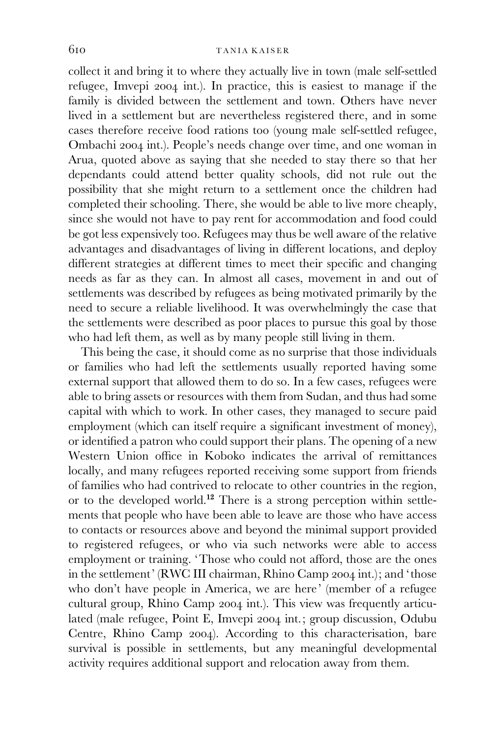collect it and bring it to where they actually live in town (male self-settled refugee, Imvepi 2004 int.). In practice, this is easiest to manage if the family is divided between the settlement and town. Others have never lived in a settlement but are nevertheless registered there, and in some cases therefore receive food rations too (young male self-settled refugee, Ombachi 2004 int.). People's needs change over time, and one woman in Arua, quoted above as saying that she needed to stay there so that her dependants could attend better quality schools, did not rule out the possibility that she might return to a settlement once the children had completed their schooling. There, she would be able to live more cheaply, since she would not have to pay rent for accommodation and food could be got less expensively too. Refugees may thus be well aware of the relative advantages and disadvantages of living in different locations, and deploy different strategies at different times to meet their specific and changing needs as far as they can. In almost all cases, movement in and out of settlements was described by refugees as being motivated primarily by the need to secure a reliable livelihood. It was overwhelmingly the case that the settlements were described as poor places to pursue this goal by those who had left them, as well as by many people still living in them.

This being the case, it should come as no surprise that those individuals or families who had left the settlements usually reported having some external support that allowed them to do so. In a few cases, refugees were able to bring assets or resources with them from Sudan, and thus had some capital with which to work. In other cases, they managed to secure paid employment (which can itself require a significant investment of money), or identified a patron who could support their plans. The opening of a new Western Union office in Koboko indicates the arrival of remittances locally, and many refugees reported receiving some support from friends of families who had contrived to relocate to other countries in the region, or to the developed world.[12] There is a strong perception within settlements that people who have been able to leave are those who have access to contacts or resources above and beyond the minimal support provided to registered refugees, or who via such networks were able to access employment or training. 'Those who could not afford, those are the ones in the settlement' (RWC III chairman, Rhino Camp 2004 int.); and 'those who don't have people in America, we are here' (member of a refugee cultural group, Rhino Camp 2004 int.). This view was frequently articulated (male refugee, Point E, Imvepi 2004 int.; group discussion, Odubu Centre, Rhino Camp 2004). According to this characterisation, bare survival is possible in settlements, but any meaningful developmental activity requires additional support and relocation away from them.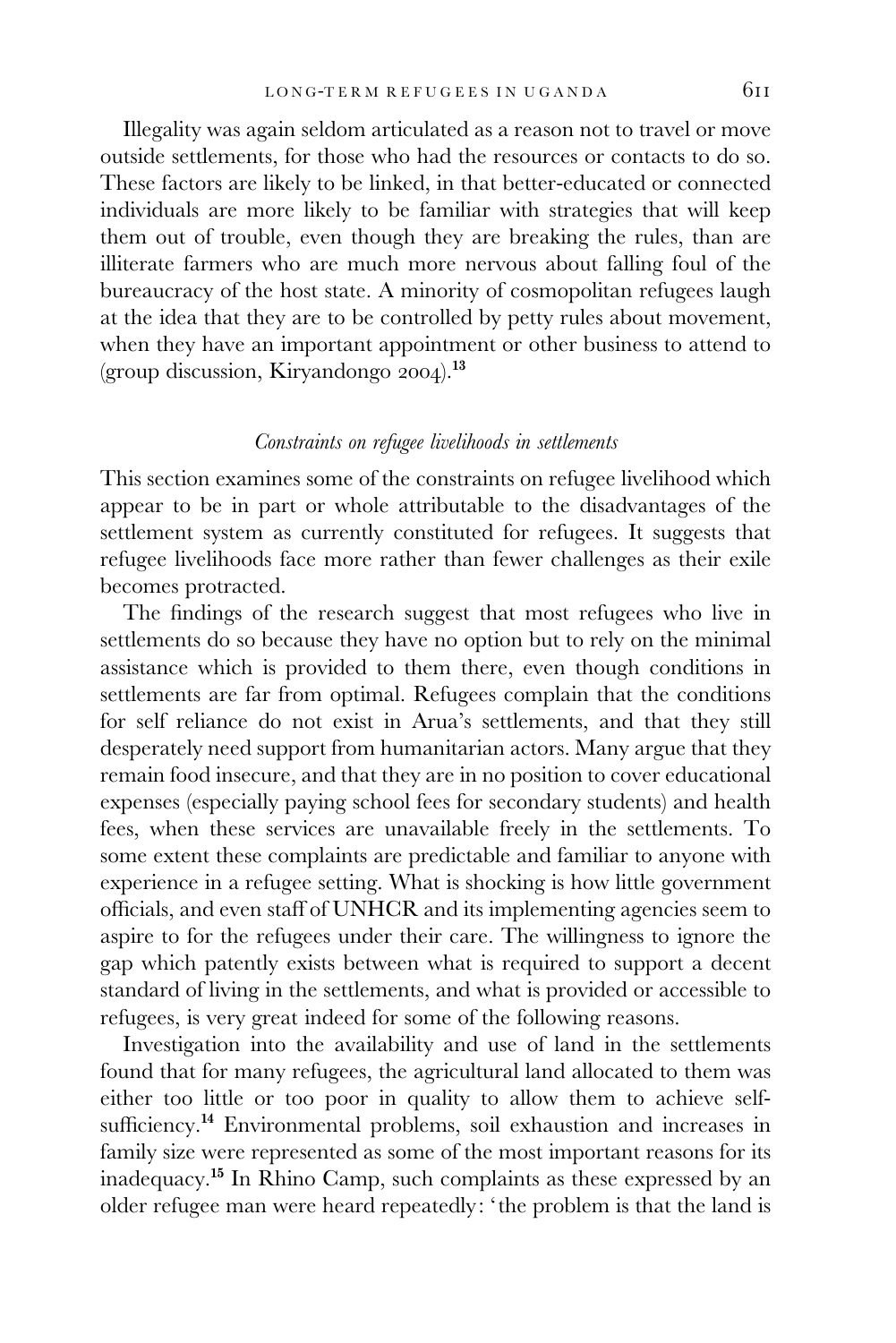Illegality was again seldom articulated as a reason not to travel or move outside settlements, for those who had the resources or contacts to do so. These factors are likely to be linked, in that better-educated or connected individuals are more likely to be familiar with strategies that will keep them out of trouble, even though they are breaking the rules, than are illiterate farmers who are much more nervous about falling foul of the bureaucracy of the host state. A minority of cosmopolitan refugees laugh at the idea that they are to be controlled by petty rules about movement, when they have an important appointment or other business to attend to (group discussion, Kiryandongo 2004).[13]

### *Constraints on refugee livelihoods in settlements*

This section examines some of the constraints on refugee livelihood which appear to be in part or whole attributable to the disadvantages of the settlement system as currently constituted for refugees. It suggests that refugee livelihoods face more rather than fewer challenges as their exile becomes protracted.

The findings of the research suggest that most refugees who live in settlements do so because they have no option but to rely on the minimal assistance which is provided to them there, even though conditions in settlements are far from optimal. Refugees complain that the conditions for self reliance do not exist in Arua's settlements, and that they still desperately need support from humanitarian actors. Many argue that they remain food insecure, and that they are in no position to cover educational expenses (especially paying school fees for secondary students) and health fees, when these services are unavailable freely in the settlements. To some extent these complaints are predictable and familiar to anyone with experience in a refugee setting. What is shocking is how little government officials, and even staff of UNHCR and its implementing agencies seem to aspire to for the refugees under their care. The willingness to ignore the gap which patently exists between what is required to support a decent standard of living in the settlements, and what is provided or accessible to refugees, is very great indeed for some of the following reasons.

Investigation into the availability and use of land in the settlements found that for many refugees, the agricultural land allocated to them was either too little or too poor in quality to allow them to achieve self-sufficiency.[14] Environmental problems, soil exhaustion and increases in family size were represented as some of the most important reasons for its inadequacy.[15] In Rhino Camp, such complaints as these expressed by an older refugee man were heard repeatedly: 'the problem is that the land is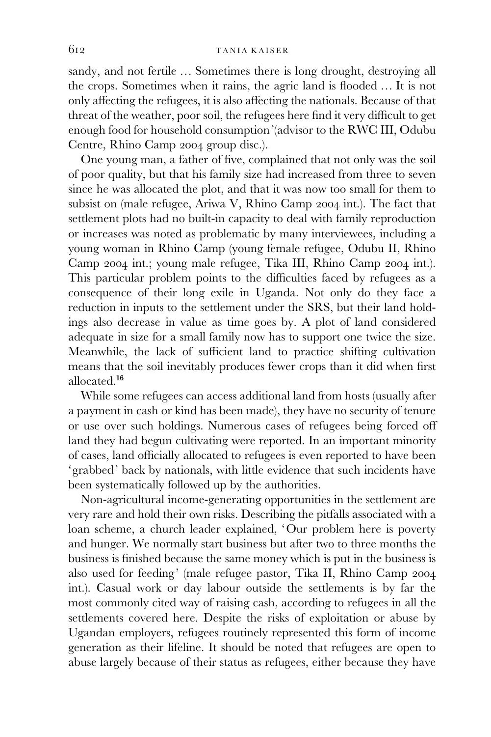sandy, and not fertile … Sometimes there is long drought, destroying all the crops. Sometimes when it rains, the agric land is flooded … It is not only affecting the refugees, it is also affecting the nationals. Because of that threat of the weather, poor soil, the refugees here find it very difficult to get enough food for household consumption'(advisor to the RWC III, Odubu Centre, Rhino Camp 2004 group disc.).

One young man, a father of five, complained that not only was the soil of poor quality, but that his family size had increased from three to seven since he was allocated the plot, and that it was now too small for them to subsist on (male refugee, Ariwa V, Rhino Camp 2004 int.). The fact that settlement plots had no built-in capacity to deal with family reproduction or increases was noted as problematic by many interviewees, including a young woman in Rhino Camp (young female refugee, Odubu II, Rhino Camp 2004 int.; young male refugee, Tika III, Rhino Camp 2004 int.). This particular problem points to the difficulties faced by refugees as a consequence of their long exile in Uganda. Not only do they face a reduction in inputs to the settlement under the SRS, but their land holdings also decrease in value as time goes by. A plot of land considered adequate in size for a small family now has to support one twice the size. Meanwhile, the lack of sufficient land to practice shifting cultivation means that the soil inevitably produces fewer crops than it did when first allocated.[16]

While some refugees can access additional land from hosts (usually after a payment in cash or kind has been made), they have no security of tenure or use over such holdings. Numerous cases of refugees being forced off land they had begun cultivating were reported. In an important minority of cases, land officially allocated to refugees is even reported to have been 'grabbed' back by nationals, with little evidence that such incidents have been systematically followed up by the authorities.

Non-agricultural income-generating opportunities in the settlement are very rare and hold their own risks. Describing the pitfalls associated with a loan scheme, a church leader explained, 'Our problem here is poverty and hunger. We normally start business but after two to three months the business is finished because the same money which is put in the business is also used for feeding' (male refugee pastor, Tika II, Rhino Camp 2004 int.). Casual work or day labour outside the settlements is by far the most commonly cited way of raising cash, according to refugees in all the settlements covered here. Despite the risks of exploitation or abuse by Ugandan employers, refugees routinely represented this form of income generation as their lifeline. It should be noted that refugees are open to abuse largely because of their status as refugees, either because they have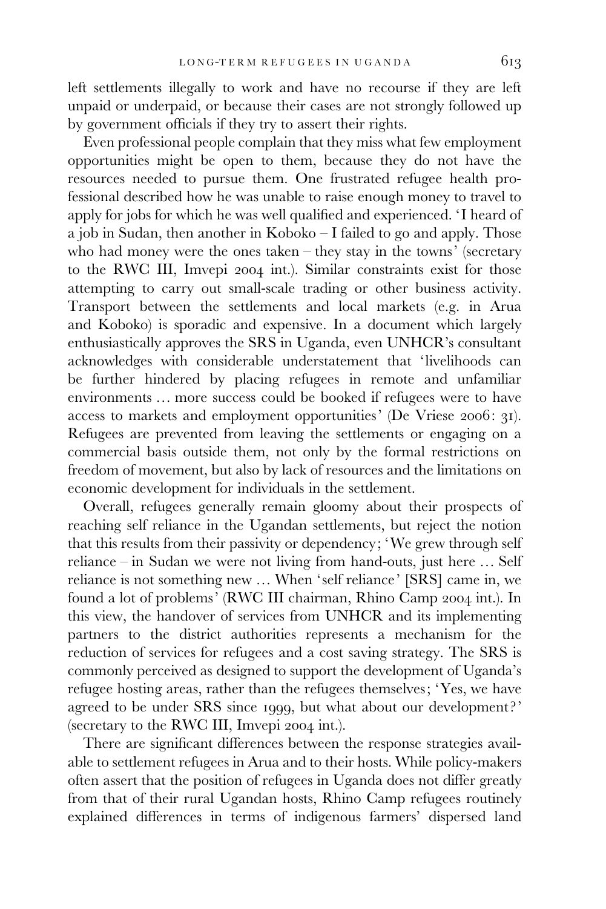left settlements illegally to work and have no recourse if they are left unpaid or underpaid, or because their cases are not strongly followed up by government officials if they try to assert their rights.

Even professional people complain that they miss what few employment opportunities might be open to them, because they do not have the resources needed to pursue them. One frustrated refugee health professional described how he was unable to raise enough money to travel to apply for jobs for which he was well qualified and experienced. 'I heard of a job in Sudan, then another in Koboko – I failed to go and apply. Those who had money were the ones taken – they stay in the towns' (secretary to the RWC III, Imvepi 2004 int.). Similar constraints exist for those attempting to carry out small-scale trading or other business activity. Transport between the settlements and local markets (e.g. in Arua and Koboko) is sporadic and expensive. In a document which largely enthusiastically approves the SRS in Uganda, even UNHCR's consultant acknowledges with considerable understatement that 'livelihoods can be further hindered by placing refugees in remote and unfamiliar environments … more success could be booked if refugees were to have access to markets and employment opportunities' (De Vriese 2006: 31). Refugees are prevented from leaving the settlements or engaging on a commercial basis outside them, not only by the formal restrictions on freedom of movement, but also by lack of resources and the limitations on economic development for individuals in the settlement.

Overall, refugees generally remain gloomy about their prospects of reaching self reliance in the Ugandan settlements, but reject the notion that this results from their passivity or dependency; 'We grew through self reliance – in Sudan we were not living from hand-outs, just here … Self reliance is not something new … When 'self reliance' [SRS] came in, we found a lot of problems' (RWC III chairman, Rhino Camp 2004 int.). In this view, the handover of services from UNHCR and its implementing partners to the district authorities represents a mechanism for the reduction of services for refugees and a cost saving strategy. The SRS is commonly perceived as designed to support the development of Uganda's refugee hosting areas, rather than the refugees themselves; 'Yes, we have agreed to be under SRS since 1999, but what about our development?' (secretary to the RWC III, Imvepi 2004 int.).

There are significant differences between the response strategies available to settlement refugees in Arua and to their hosts. While policy-makers often assert that the position of refugees in Uganda does not differ greatly from that of their rural Ugandan hosts, Rhino Camp refugees routinely explained differences in terms of indigenous farmers' dispersed land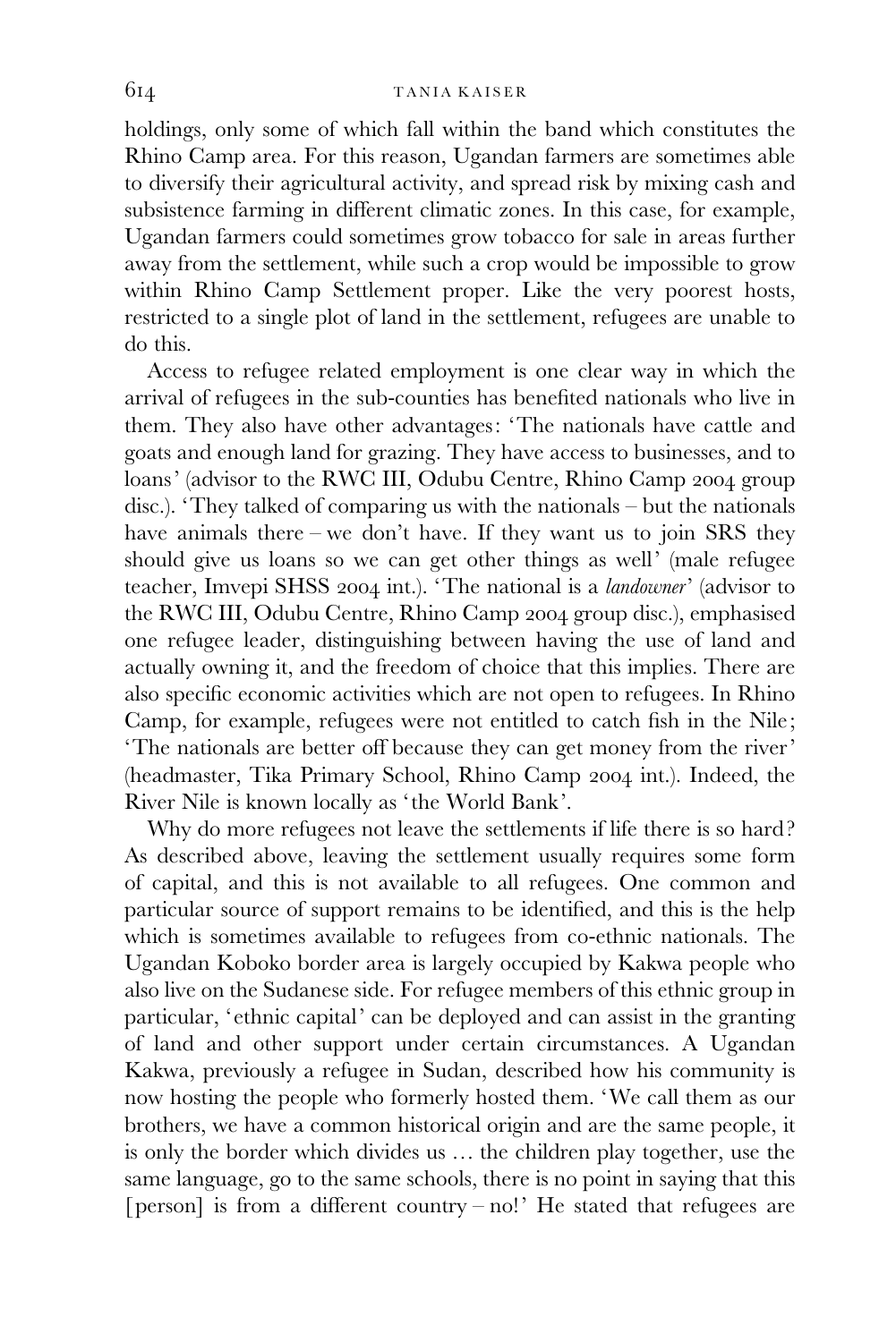holdings, only some of which fall within the band which constitutes the Rhino Camp area. For this reason, Ugandan farmers are sometimes able to diversify their agricultural activity, and spread risk by mixing cash and subsistence farming in different climatic zones. In this case, for example, Ugandan farmers could sometimes grow tobacco for sale in areas further away from the settlement, while such a crop would be impossible to grow within Rhino Camp Settlement proper. Like the very poorest hosts, restricted to a single plot of land in the settlement, refugees are unable to do this.

Access to refugee related employment is one clear way in which the arrival of refugees in the sub-counties has benefited nationals who live in them. They also have other advantages: 'The nationals have cattle and goats and enough land for grazing. They have access to businesses, and to loans' (advisor to the RWC III, Odubu Centre, Rhino Camp 2004 group disc.). 'They talked of comparing us with the nationals – but the nationals have animals there – we don't have. If they want us to join SRS they should give us loans so we can get other things as well' (male refugee teacher, Imvepi SHSS 2004 int.). 'The national is a *landowner*' (advisor to the RWC III, Odubu Centre, Rhino Camp 2004 group disc.), emphasised one refugee leader, distinguishing between having the use of land and actually owning it, and the freedom of choice that this implies. There are also specific economic activities which are not open to refugees. In Rhino Camp, for example, refugees were not entitled to catch fish in the Nile; 'The nationals are better off because they can get money from the river' (headmaster, Tika Primary School, Rhino Camp 2004 int.). Indeed, the River Nile is known locally as 'the World Bank'.

Why do more refugees not leave the settlements if life there is so hard? As described above, leaving the settlement usually requires some form of capital, and this is not available to all refugees. One common and particular source of support remains to be identified, and this is the help which is sometimes available to refugees from co-ethnic nationals. The Ugandan Koboko border area is largely occupied by Kakwa people who also live on the Sudanese side. For refugee members of this ethnic group in particular, 'ethnic capital' can be deployed and can assist in the granting of land and other support under certain circumstances. A Ugandan Kakwa, previously a refugee in Sudan, described how his community is now hosting the people who formerly hosted them. 'We call them as our brothers, we have a common historical origin and are the same people, it is only the border which divides us … the children play together, use the same language, go to the same schools, there is no point in saying that this [person] is from a different country – no!' He stated that refugees are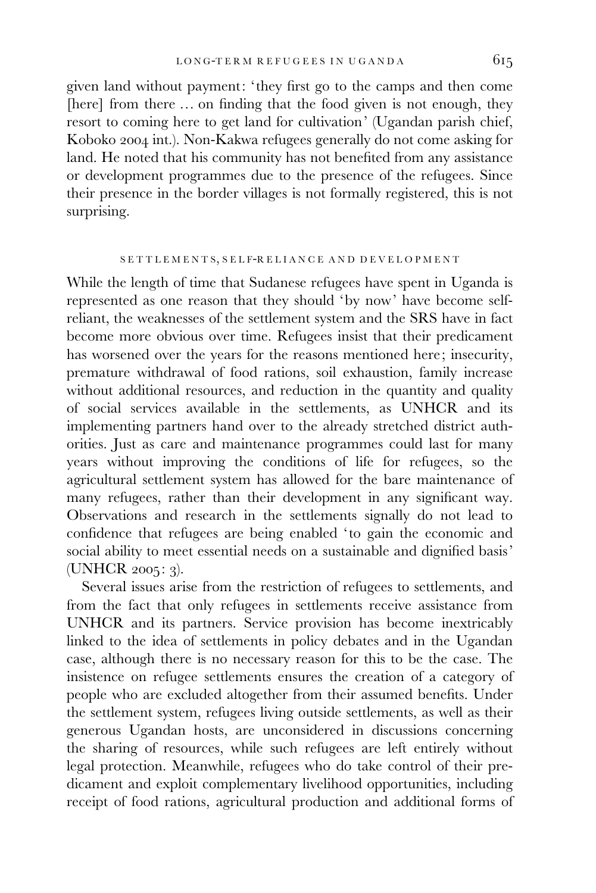given land without payment: 'they first go to the camps and then come [here] from there … on finding that the food given is not enough, they resort to coming here to get land for cultivation' (Ugandan parish chief, Koboko 2004 int.). Non-Kakwa refugees generally do not come asking for land. He noted that his community has not benefited from any assistance or development programmes due to the presence of the refugees. Since their presence in the border villages is not formally registered, this is not surprising.

## SETTLEMENTS, SELF-RELIANCE AND DEVELOPMENT

While the length of time that Sudanese refugees have spent in Uganda is represented as one reason that they should 'by now' have become self-reliant, the weaknesses of the settlement system and the SRS have in fact become more obvious over time. Refugees insist that their predicament has worsened over the years for the reasons mentioned here; insecurity, premature withdrawal of food rations, soil exhaustion, family increase without additional resources, and reduction in the quantity and quality of social services available in the settlements, as UNHCR and its implementing partners hand over to the already stretched district authorities. Just as care and maintenance programmes could last for many years without improving the conditions of life for refugees, so the agricultural settlement system has allowed for the bare maintenance of many refugees, rather than their development in any significant way. Observations and research in the settlements signally do not lead to confidence that refugees are being enabled 'to gain the economic and social ability to meet essential needs on a sustainable and dignified basis' (UNHCR 2005: 3).

Several issues arise from the restriction of refugees to settlements, and from the fact that only refugees in settlements receive assistance from UNHCR and its partners. Service provision has become inextricably linked to the idea of settlements in policy debates and in the Ugandan case, although there is no necessary reason for this to be the case. The insistence on refugee settlements ensures the creation of a category of people who are excluded altogether from their assumed benefits. Under the settlement system, refugees living outside settlements, as well as their generous Ugandan hosts, are unconsidered in discussions concerning the sharing of resources, while such refugees are left entirely without legal protection. Meanwhile, refugees who do take control of their predicament and exploit complementary livelihood opportunities, including receipt of food rations, agricultural production and additional forms of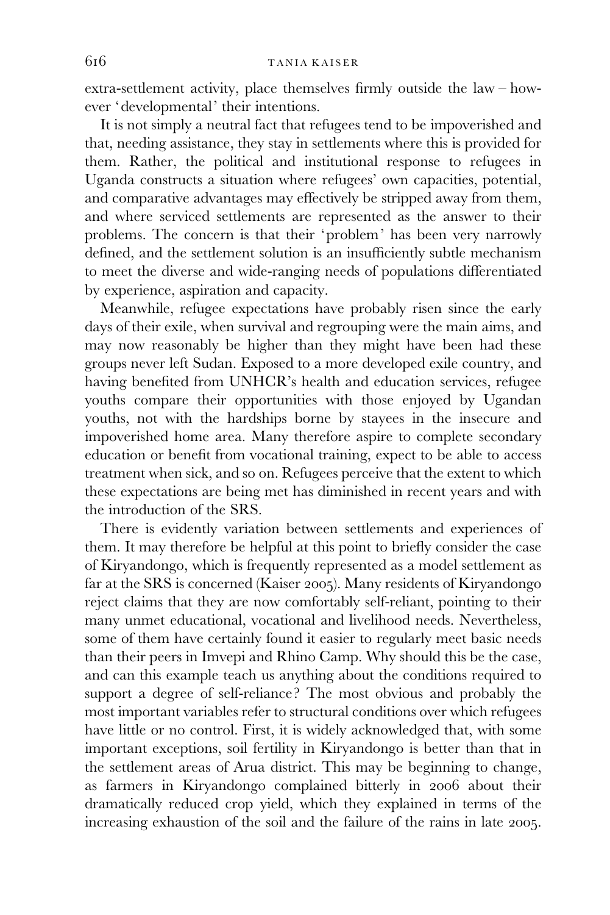extra-settlement activity, place themselves firmly outside the law – however 'developmental' their intentions.

It is not simply a neutral fact that refugees tend to be impoverished and that, needing assistance, they stay in settlements where this is provided for them. Rather, the political and institutional response to refugees in Uganda constructs a situation where refugees' own capacities, potential, and comparative advantages may effectively be stripped away from them, and where serviced settlements are represented as the answer to their problems. The concern is that their 'problem' has been very narrowly defined, and the settlement solution is an insufficiently subtle mechanism to meet the diverse and wide-ranging needs of populations differentiated by experience, aspiration and capacity.

Meanwhile, refugee expectations have probably risen since the early days of their exile, when survival and regrouping were the main aims, and may now reasonably be higher than they might have been had these groups never left Sudan. Exposed to a more developed exile country, and having benefited from UNHCR's health and education services, refugee youths compare their opportunities with those enjoyed by Ugandan youths, not with the hardships borne by stayees in the insecure and impoverished home area. Many therefore aspire to complete secondary education or benefit from vocational training, expect to be able to access treatment when sick, and so on. Refugees perceive that the extent to which these expectations are being met has diminished in recent years and with the introduction of the SRS.

There is evidently variation between settlements and experiences of them. It may therefore be helpful at this point to briefly consider the case of Kiryandongo, which is frequently represented as a model settlement as far at the SRS is concerned (Kaiser 2005). Many residents of Kiryandongo reject claims that they are now comfortably self-reliant, pointing to their many unmet educational, vocational and livelihood needs. Nevertheless, some of them have certainly found it easier to regularly meet basic needs than their peers in Imvepi and Rhino Camp. Why should this be the case, and can this example teach us anything about the conditions required to support a degree of self-reliance? The most obvious and probably the most important variables refer to structural conditions over which refugees have little or no control. First, it is widely acknowledged that, with some important exceptions, soil fertility in Kiryandongo is better than that in the settlement areas of Arua district. This may be beginning to change, as farmers in Kiryandongo complained bitterly in 2006 about their dramatically reduced crop yield, which they explained in terms of the increasing exhaustion of the soil and the failure of the rains in late 2005.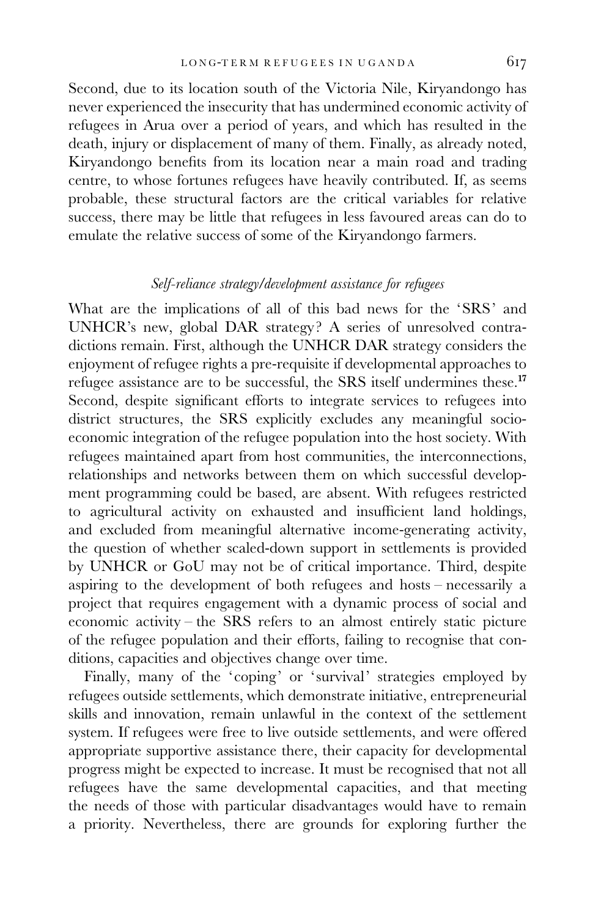Second, due to its location south of the Victoria Nile, Kiryandongo has never experienced the insecurity that has undermined economic activity of refugees in Arua over a period of years, and which has resulted in the death, injury or displacement of many of them. Finally, as already noted, Kiryandongo benefits from its location near a main road and trading centre, to whose fortunes refugees have heavily contributed. If, as seems probable, these structural factors are the critical variables for relative success, there may be little that refugees in less favoured areas can do to emulate the relative success of some of the Kiryandongo farmers.

### *Self-reliance strategy/development assistance for refugees*

What are the implications of all of this bad news for the 'SRS' and UNHCR's new, global DAR strategy? A series of unresolved contradictions remain. First, although the UNHCR DAR strategy considers the enjoyment of refugee rights a pre-requisite if developmental approaches to refugee assistance are to be successful, the SRS itself undermines these.[17] Second, despite significant efforts to integrate services to refugees into district structures, the SRS explicitly excludes any meaningful socio-economic integration of the refugee population into the host society. With refugees maintained apart from host communities, the interconnections, relationships and networks between them on which successful development programming could be based, are absent. With refugees restricted to agricultural activity on exhausted and insufficient land holdings, and excluded from meaningful alternative income-generating activity, the question of whether scaled-down support in settlements is provided by UNHCR or GoU may not be of critical importance. Third, despite aspiring to the development of both refugees and hosts – necessarily a project that requires engagement with a dynamic process of social and economic activity – the SRS refers to an almost entirely static picture of the refugee population and their efforts, failing to recognise that conditions, capacities and objectives change over time.

Finally, many of the 'coping' or 'survival' strategies employed by refugees outside settlements, which demonstrate initiative, entrepreneurial skills and innovation, remain unlawful in the context of the settlement system. If refugees were free to live outside settlements, and were offered appropriate supportive assistance there, their capacity for developmental progress might be expected to increase. It must be recognised that not all refugees have the same developmental capacities, and that meeting the needs of those with particular disadvantages would have to remain a priority. Nevertheless, there are grounds for exploring further the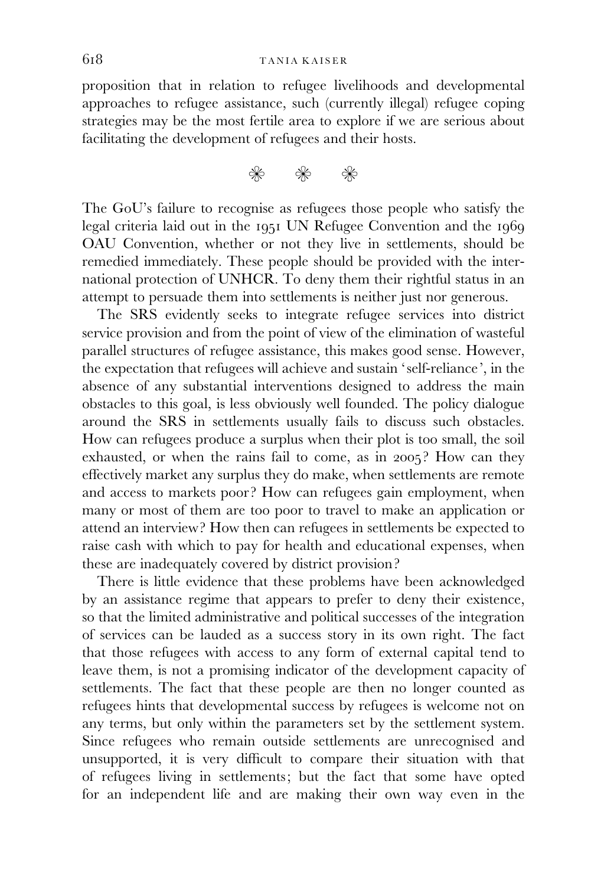proposition that in relation to refugee livelihoods and developmental approaches to refugee assistance, such (currently illegal) refugee coping strategies may be the most fertile area to explore if we are serious about facilitating the development of refugees and their hosts.

❀ ❀ ❀

The GoU's failure to recognise as refugees those people who satisfy the legal criteria laid out in the 1951 UN Refugee Convention and the 1969 OAU Convention, whether or not they live in settlements, should be remedied immediately. These people should be provided with the international protection of UNHCR. To deny them their rightful status in an attempt to persuade them into settlements is neither just nor generous.

The SRS evidently seeks to integrate refugee services into district service provision and from the point of view of the elimination of wasteful parallel structures of refugee assistance, this makes good sense. However, the expectation that refugees will achieve and sustain 'self-reliance', in the absence of any substantial interventions designed to address the main obstacles to this goal, is less obviously well founded. The policy dialogue around the SRS in settlements usually fails to discuss such obstacles. How can refugees produce a surplus when their plot is too small, the soil exhausted, or when the rains fail to come, as in 2005? How can they effectively market any surplus they do make, when settlements are remote and access to markets poor? How can refugees gain employment, when many or most of them are too poor to travel to make an application or attend an interview? How then can refugees in settlements be expected to raise cash with which to pay for health and educational expenses, when these are inadequately covered by district provision?

There is little evidence that these problems have been acknowledged by an assistance regime that appears to prefer to deny their existence, so that the limited administrative and political successes of the integration of services can be lauded as a success story in its own right. The fact that those refugees with access to any form of external capital tend to leave them, is not a promising indicator of the development capacity of settlements. The fact that these people are then no longer counted as refugees hints that developmental success by refugees is welcome not on any terms, but only within the parameters set by the settlement system. Since refugees who remain outside settlements are unrecognised and unsupported, it is very difficult to compare their situation with that of refugees living in settlements; but the fact that some have opted for an independent life and are making their own way even in the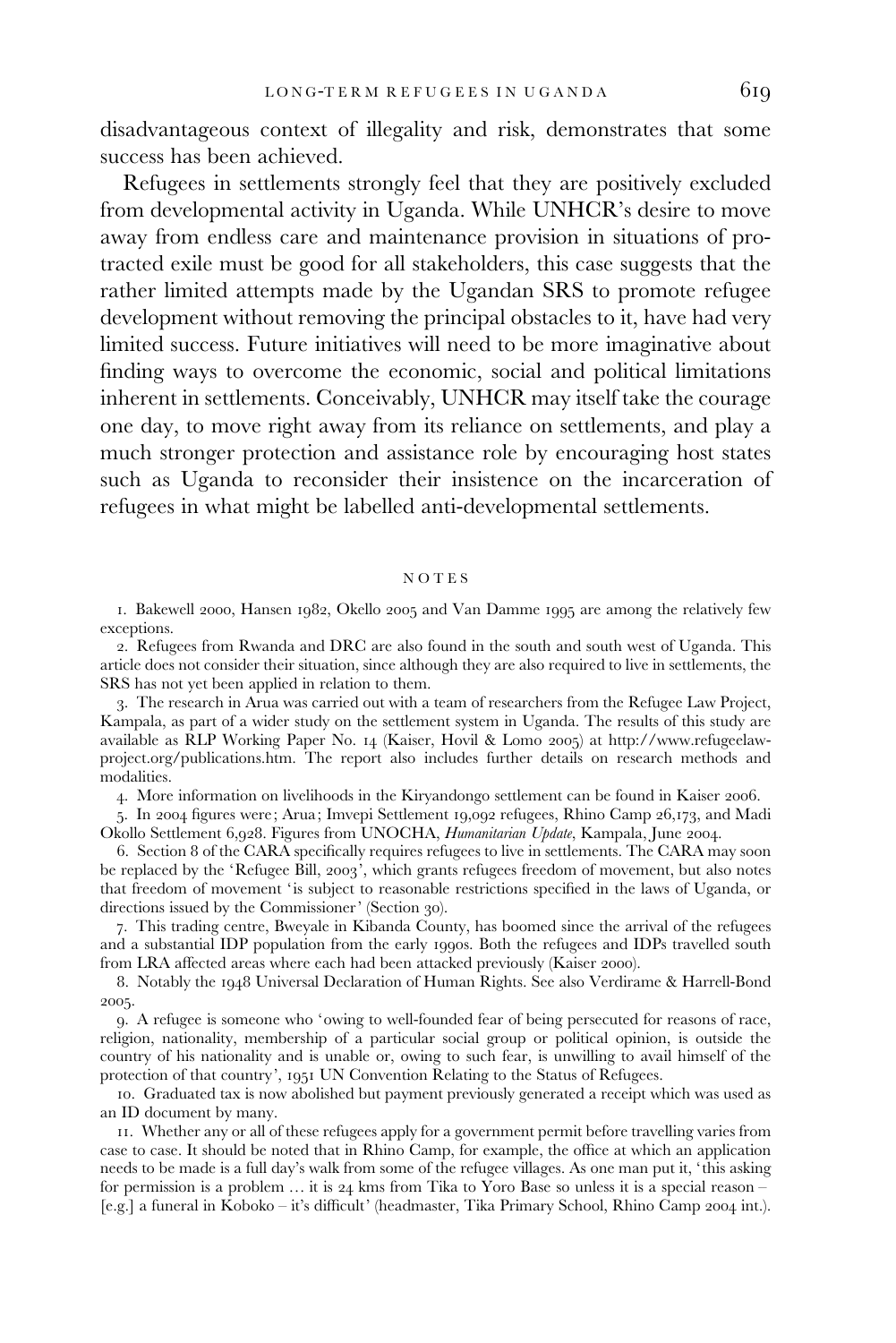disadvantageous context of illegality and risk, demonstrates that some success has been achieved.

Refugees in settlements strongly feel that they are positively excluded from developmental activity in Uganda. While UNHCR's desire to move away from endless care and maintenance provision in situations of protracted exile must be good for all stakeholders, this case suggests that the rather limited attempts made by the Ugandan SRS to promote refugee development without removing the principal obstacles to it, have had very limited success. Future initiatives will need to be more imaginative about finding ways to overcome the economic, social and political limitations inherent in settlements. Conceivably, UNHCR may itself take the courage one day, to move right away from its reliance on settlements, and play a much stronger protection and assistance role by encouraging host states such as Uganda to reconsider their insistence on the incarceration of refugees in what might be labelled anti-developmental settlements.

## NOTES

1. Bakewell 2000, Hansen 1982, Okello 2005 and Van Damme 1995 are among the relatively few exceptions.

2. Refugees from Rwanda and DRC are also found in the south and south west of Uganda. This article does not consider their situation, since although they are also required to live in settlements, the SRS has not yet been applied in relation to them.

3. The research in Arua was carried out with a team of researchers from the Refugee Law Project, Kampala, as part of a wider study on the settlement system in Uganda. The results of this study are available as RLP Working Paper No. 14 (Kaiser, Hovil & Lomo 2005) at http://www.refugeelaw-project.org/publications.htm. The report also includes further details on research methods and modalities.

4. More information on livelihoods in the Kiryandongo settlement can be found in Kaiser 2006.

5. In 2004 figures were; Arua; Imvepi Settlement 19,092 refugees, Rhino Camp 26,173, and Madi Okollo Settlement 6,928. Figures from UNOCHA, *Humanitarian Update*, Kampala, June 2004.

6. Section 8 of the CARA specifically requires refugees to live in settlements. The CARA may soon be replaced by the 'Refugee Bill, 2003', which grants refugees freedom of movement, but also notes that freedom of movement 'is subject to reasonable restrictions specified in the laws of Uganda, or directions issued by the Commissioner' (Section 30).

7. This trading centre, Bweyale in Kibanda County, has boomed since the arrival of the refugees and a substantial IDP population from the early 1990s. Both the refugees and IDPs travelled south from LRA affected areas where each had been attacked previously (Kaiser 2000).

8. Notably the 1948 Universal Declaration of Human Rights. See also Verdirame & Harrell-Bond 2005.

9. A refugee is someone who 'owing to well-founded fear of being persecuted for reasons of race, religion, nationality, membership of a particular social group or political opinion, is outside the country of his nationality and is unable or, owing to such fear, is unwilling to avail himself of the protection of that country', 1951 UN Convention Relating to the Status of Refugees.

10. Graduated tax is now abolished but payment previously generated a receipt which was used as an ID document by many.

11. Whether any or all of these refugees apply for a government permit before travelling varies from case to case. It should be noted that in Rhino Camp, for example, the office at which an application needs to be made is a full day's walk from some of the refugee villages. As one man put it, 'this asking for permission is a problem … it is 24 kms from Tika to Yoro Base so unless it is a special reason – [e.g.] a funeral in Koboko – it's difficult' (headmaster, Tika Primary School, Rhino Camp 2004 int.).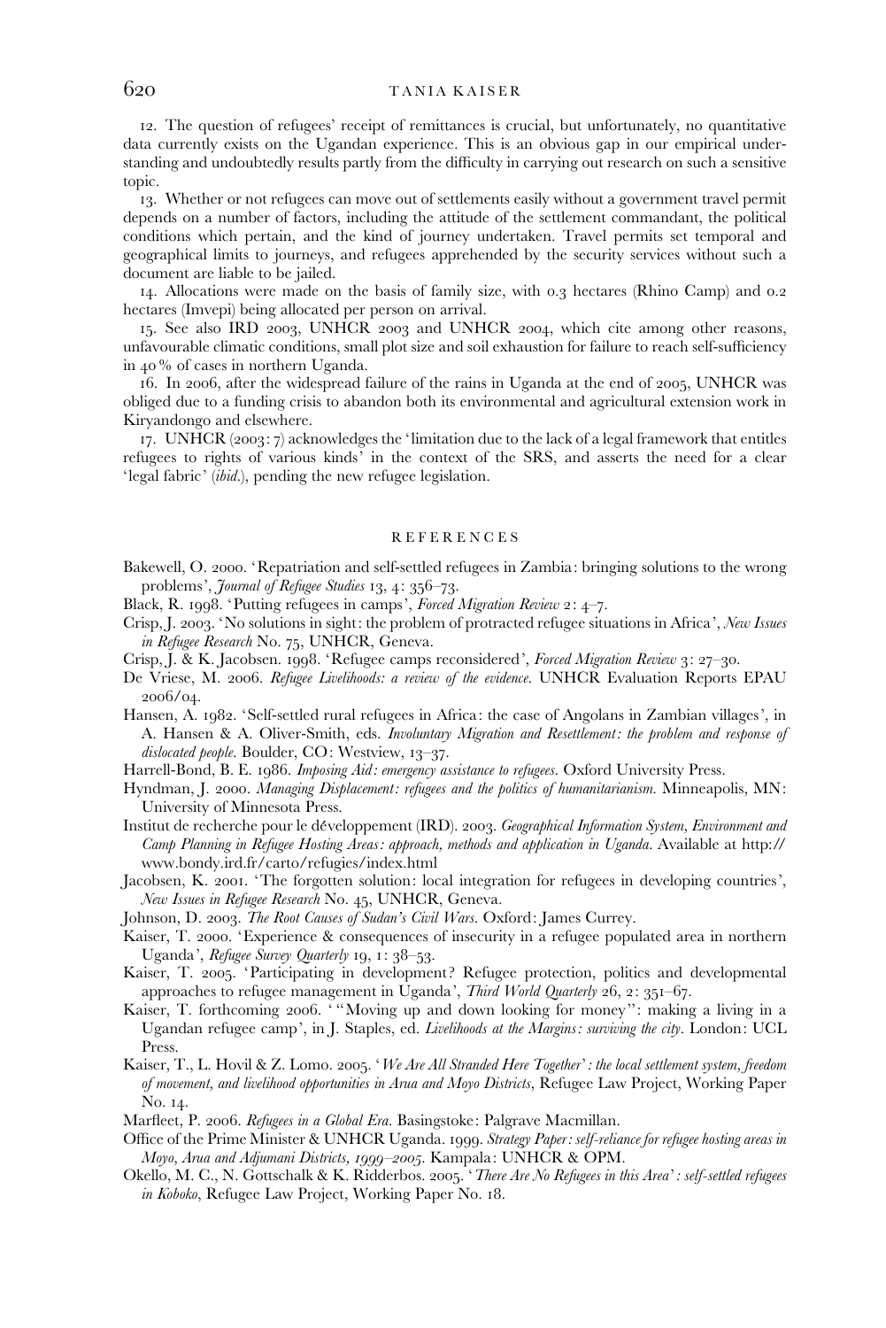12. The question of refugees' receipt of remittances is crucial, but unfortunately, no quantitative data currently exists on the Ugandan experience. This is an obvious gap in our empirical understanding and undoubtedly results partly from the difficulty in carrying out research on such a sensitive topic.

13. Whether or not refugees can move out of settlements easily without a government travel permit depends on a number of factors, including the attitude of the settlement commandant, the political conditions which pertain, and the kind of journey undertaken. Travel permits set temporal and geographical limits to journeys, and refugees apprehended by the security services without such a document are liable to be jailed.

14. Allocations were made on the basis of family size, with 0.3 hectares (Rhino Camp) and 0.2 hectares (Imvepi) being allocated per person on arrival.

15. See also IRD 2003, UNHCR 2003 and UNHCR 2004, which cite among other reasons, unfavourable climatic conditions, small plot size and soil exhaustion for failure to reach self-sufficiency in 40% of cases in northern Uganda.

16. In 2006, after the widespread failure of the rains in Uganda at the end of 2005, UNHCR was obliged due to a funding crisis to abandon both its environmental and agricultural extension work in Kiryandongo and elsewhere.

17. UNHCR (2003: 7) acknowledges the 'limitation due to the lack of a legal framework that entitles refugees to rights of various kinds' in the context of the SRS, and asserts the need for a clear 'legal fabric' (*ibid.*), pending the new refugee legislation.

## REFERENCES

Bakewell, O. 2000. 'Repatriation and self-settled refugees in Zambia: bringing solutions to the wrong problems', *Journal of Refugee Studies* 13, 4: 356–73.

Black, R. 1998. 'Putting refugees in camps', *Forced Migration Review* 2: 4–7.

Crisp, J. 2003. 'No solutions in sight: the problem of protracted refugee situations in Africa', *New Issues in Refugee Research* No. 75, UNHCR, Geneva.

Crisp, J. & K. Jacobsen. 1998. 'Refugee camps reconsidered', *Forced Migration Review* 3: 27–30.

De Vriese, M. 2006. *Refugee Livelihoods: a review of the evidence*. UNHCR Evaluation Reports EPAU 2006/04.

Hansen, A. 1982. 'Self-settled rural refugees in Africa: the case of Angolans in Zambian villages', in A. Hansen & A. Oliver-Smith, eds. *Involuntary Migration and Resettlement: the problem and response of dislocated people*. Boulder, CO: Westview, 13–37.

Harrell-Bond, B. E. 1986. *Imposing Aid: emergency assistance to refugees*. Oxford University Press.

Hyndman, J. 2000. *Managing Displacement: refugees and the politics of humanitarianism*. Minneapolis, MN: University of Minnesota Press.

Institut de recherche pour le développement (IRD). 2003. *Geographical Information System, Environment and Camp Planning in Refugee Hosting Areas: approach, methods and application in Uganda*. Available at http://www.bondy.ird.fr/carto/refugies/index.html

Jacobsen, K. 2001. 'The forgotten solution: local integration for refugees in developing countries', *New Issues in Refugee Research* No. 45, UNHCR, Geneva.

Johnson, D. 2003. *The Root Causes of Sudan's Civil Wars*. Oxford: James Currey.

Kaiser, T. 2000. 'Experience & consequences of insecurity in a refugee populated area in northern Uganda', *Refugee Survey Quarterly* 19, 1: 38–53.

Kaiser, T. 2005. 'Participating in development? Refugee protection, politics and developmental approaches to refugee management in Uganda', *Third World Quarterly* 26, 2: 351–67.

Kaiser, T. forthcoming 2006. '"Moving up and down looking for money": making a living in a Ugandan refugee camp', in J. Staples, ed. *Livelihoods at the Margins: surviving the city*. London: UCL Press.

Kaiser, T., L. Hovil & Z. Lomo. 2005. '*We Are All Stranded Here Together*': *the local settlement system, freedom of movement, and livelihood opportunities in Arua and Moyo Districts*, Refugee Law Project, Working Paper No. 14.

Marfleet, P. 2006. *Refugees in a Global Era*. Basingstoke: Palgrave Macmillan.

Office of the Prime Minister & UNHCR Uganda. 1999. *Strategy Paper: self-reliance for refugee hosting areas in Moyo, Arua and Adjumani Districts, 1999–2005*. Kampala: UNHCR & OPM.

Okello, M. C., N. Gottschalk & K. Ridderbos. 2005. '*There Are No Refugees in this Area*': *self-settled refugees in Koboko*, Refugee Law Project, Working Paper No. 18.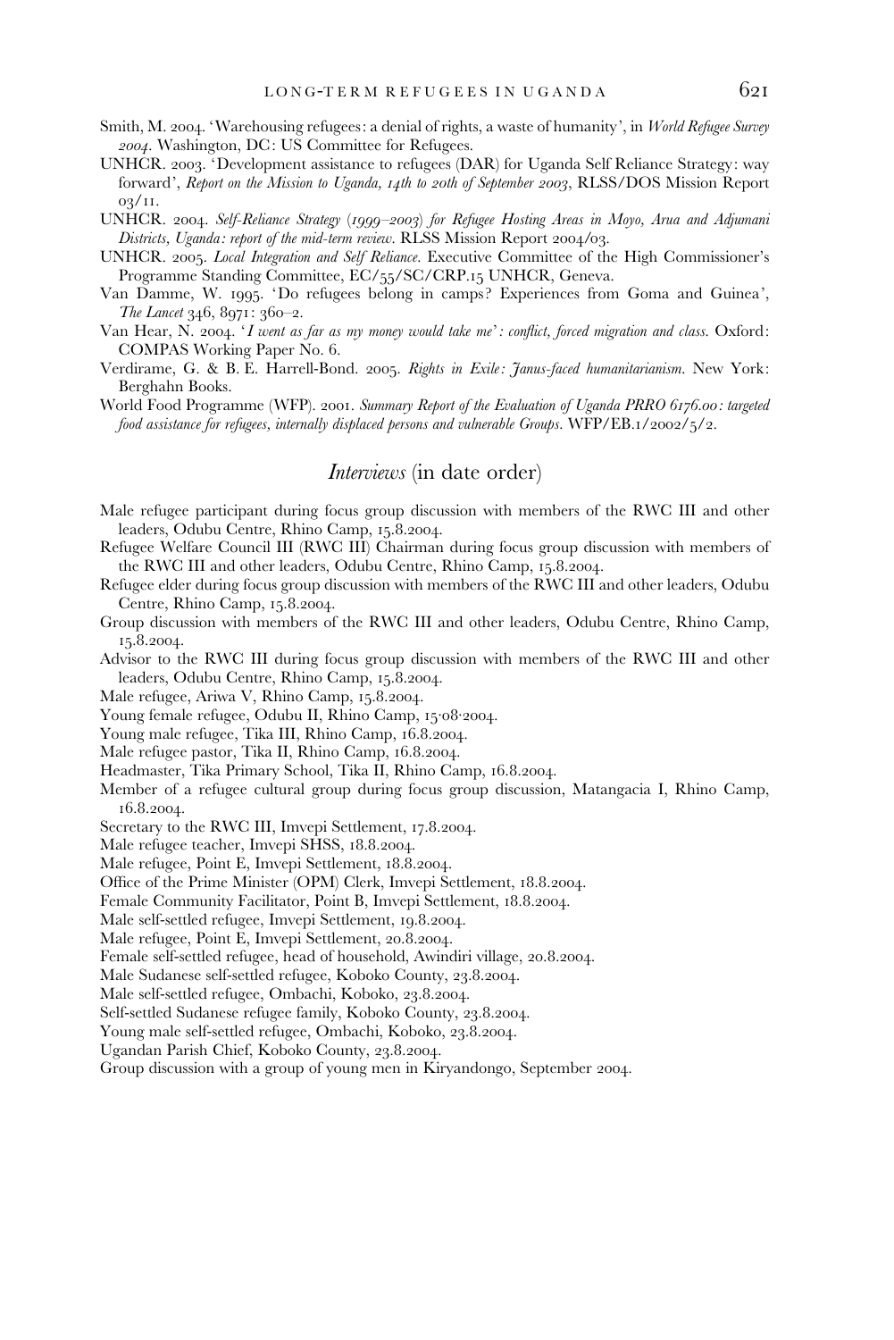Smith, M. 2004. 'Warehousing refugees: a denial of rights, a waste of humanity', in *World Refugee Survey 2004*. Washington, DC: US Committee for Refugees.

UNHCR. 2003. 'Development assistance to refugees (DAR) for Uganda Self Reliance Strategy: way forward', *Report on the Mission to Uganda, 14th to 20th of September 2003*, RLSS/DOS Mission Report 03/11.

UNHCR. 2004. *Self-Reliance Strategy (1999–2003) for Refugee Hosting Areas in Moyo, Arua and Adjumani Districts, Uganda: report of the mid-term review*. RLSS Mission Report 2004/03.

UNHCR. 2005. *Local Integration and Self Reliance*. Executive Committee of the High Commissioner's Programme Standing Committee, EC/55/SC/CRP.15 UNHCR, Geneva.

Van Damme, W. 1995. 'Do refugees belong in camps? Experiences from Goma and Guinea', *The Lancet* 346, 8971: 360–2.

Van Hear, N. 2004. '*I went as far as my money would take me': conflict, forced migration and class*. Oxford: COMPAS Working Paper No. 6.

Verdirame, G. & B. E. Harrell-Bond. 2005. *Rights in Exile: Janus-faced humanitarianism*. New York: Berghahn Books.

World Food Programme (WFP). 2001. *Summary Report of the Evaluation of Uganda PRRO 6176.00: targeted food assistance for refugees, internally displaced persons and vulnerable Groups*. WFP/EB.1/2002/5/2.

## *Interviews* (in date order)

Male refugee participant during focus group discussion with members of the RWC III and other leaders, Odubu Centre, Rhino Camp, 15.8.2004.

Refugee Welfare Council III (RWC III) Chairman during focus group discussion with members of the RWC III and other leaders, Odubu Centre, Rhino Camp, 15.8.2004.

Refugee elder during focus group discussion with members of the RWC III and other leaders, Odubu Centre, Rhino Camp, 15.8.2004.

Group discussion with members of the RWC III and other leaders, Odubu Centre, Rhino Camp, 15.8.2004.

Advisor to the RWC III during focus group discussion with members of the RWC III and other leaders, Odubu Centre, Rhino Camp, 15.8.2004.

Male refugee, Ariwa V, Rhino Camp, 15.8.2004.

Young female refugee, Odubu II, Rhino Camp, 15·08·2004.

Young male refugee, Tika III, Rhino Camp, 16.8.2004.

Male refugee pastor, Tika II, Rhino Camp, 16.8.2004.

Headmaster, Tika Primary School, Tika II, Rhino Camp, 16.8.2004.

Member of a refugee cultural group during focus group discussion, Matangacia I, Rhino Camp, 16.8.2004.

Secretary to the RWC III, Imvepi Settlement, 17.8.2004.

Male refugee teacher, Imvepi SHSS, 18.8.2004.

Male refugee, Point E, Imvepi Settlement, 18.8.2004.

Office of the Prime Minister (OPM) Clerk, Imvepi Settlement, 18.8.2004.

Female Community Facilitator, Point B, Imvepi Settlement, 18.8.2004.

Male self-settled refugee, Imvepi Settlement, 19.8.2004.

Male refugee, Point E, Imvepi Settlement, 20.8.2004.

Female self-settled refugee, head of household, Awindiri village, 20.8.2004.

Male Sudanese self-settled refugee, Koboko County, 23.8.2004.

Male self-settled refugee, Ombachi, Koboko, 23.8.2004.

Self-settled Sudanese refugee family, Koboko County, 23.8.2004.

Young male self-settled refugee, Ombachi, Koboko, 23.8.2004.

Ugandan Parish Chief, Koboko County, 23.8.2004.

Group discussion with a group of young men in Kiryandongo, September 2004.